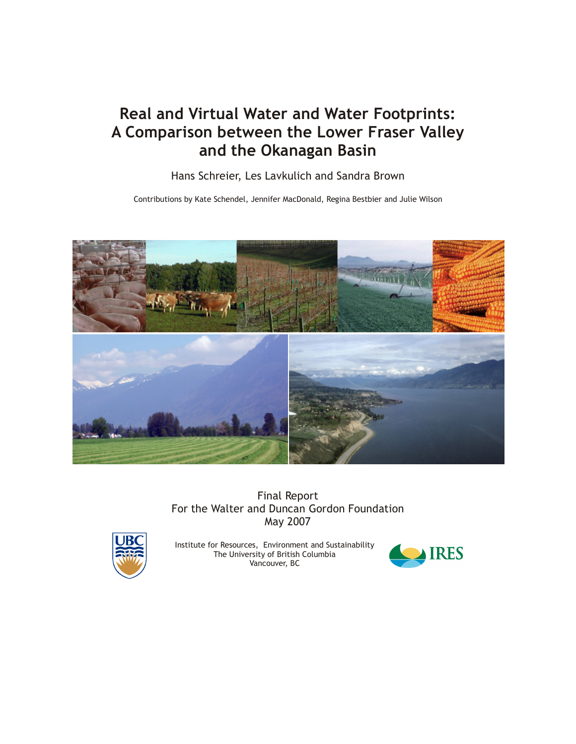# Real and Virtual Water and Water Footprints: A Comparison between the Lower Fraser Valley and the Okanagan Basin

Hans Schreier, Les Lavkulich and Sandra Brown

Contributions by Kate Schendel, Jennifer MacDonald, Regina Bestbier and Julie Wilson

Final Report
For the Walter and Duncan Gordon Foundation
May 2007

Institute for Resources, Environment and Sustainability
The University of British Columbia
Vancouver, BC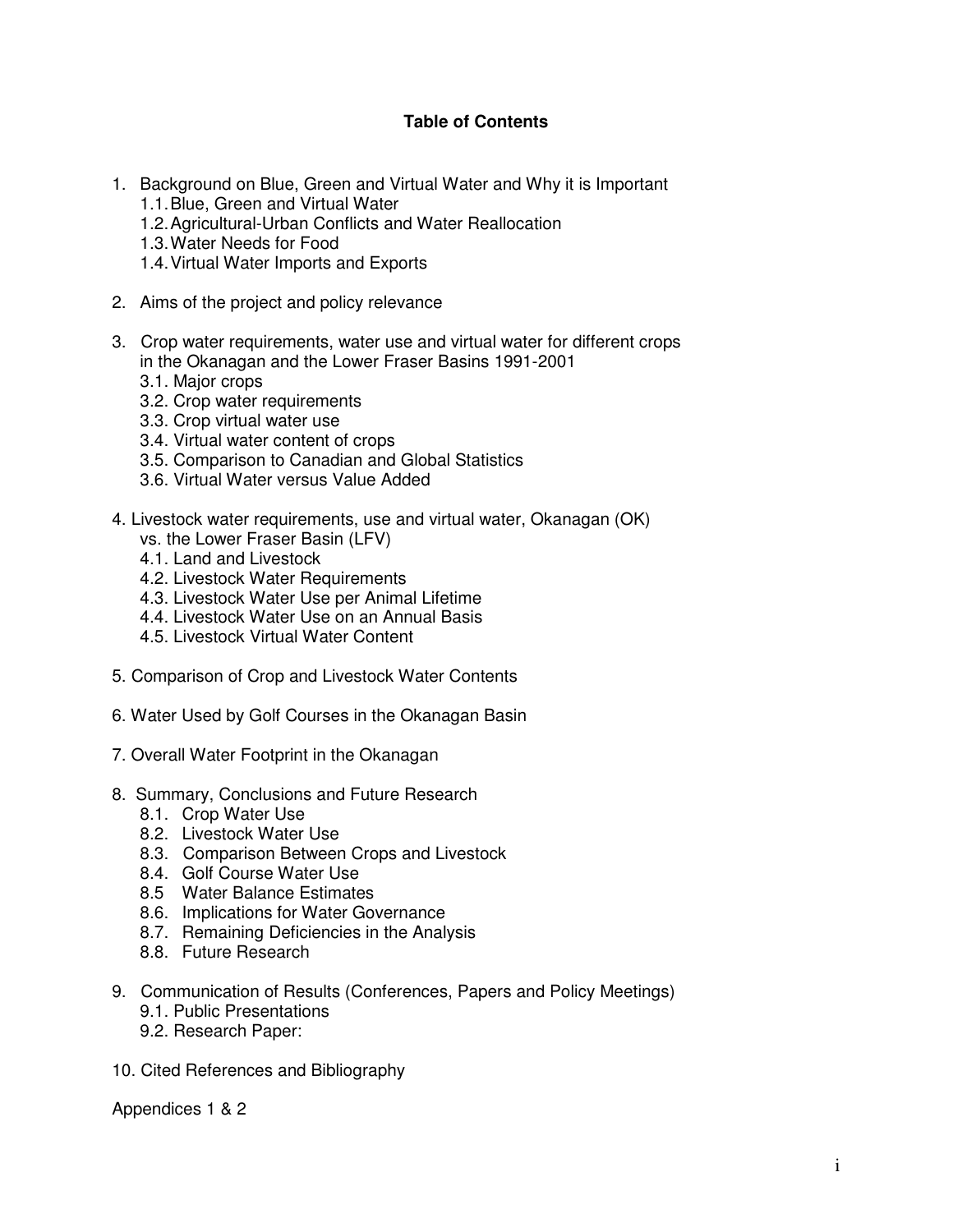**Table of Contents**

1. Background on Blue, Green and Virtual Water and Why it is Important
    - 1.1. Blue, Green and Virtual Water
    - 1.2. Agricultural-Urban Conflicts and Water Reallocation
    - 1.3. Water Needs for Food
    - 1.4. Virtual Water Imports and Exports

2. Aims of the project and policy relevance

3. Crop water requirements, water use and virtual water for different crops in the Okanagan and the Lower Fraser Basins 1991-2001
    - 3.1. Major crops
    - 3.2. Crop water requirements
    - 3.3. Crop virtual water use
    - 3.4. Virtual water content of crops
    - 3.5. Comparison to Canadian and Global Statistics
    - 3.6. Virtual Water versus Value Added

4. Livestock water requirements, use and virtual water, Okanagan (OK) vs. the Lower Fraser Basin (LFV)
    - 4.1. Land and Livestock
    - 4.2. Livestock Water Requirements
    - 4.3. Livestock Water Use per Animal Lifetime
    - 4.4. Livestock Water Use on an Annual Basis
    - 4.5. Livestock Virtual Water Content

5. Comparison of Crop and Livestock Water Contents

6. Water Used by Golf Courses in the Okanagan Basin

7. Overall Water Footprint in the Okanagan

8. Summary, Conclusions and Future Research
    - 8.1. Crop Water Use
    - 8.2. Livestock Water Use
    - 8.3. Comparison Between Crops and Livestock
    - 8.4. Golf Course Water Use
    - 8.5 Water Balance Estimates
    - 8.6. Implications for Water Governance
    - 8.7. Remaining Deficiencies in the Analysis
    - 8.8. Future Research

9. Communication of Results (Conferences, Papers and Policy Meetings)
    - 9.1. Public Presentations
    - 9.2. Research Paper:

10. Cited References and Bibliography

Appendices 1 & 2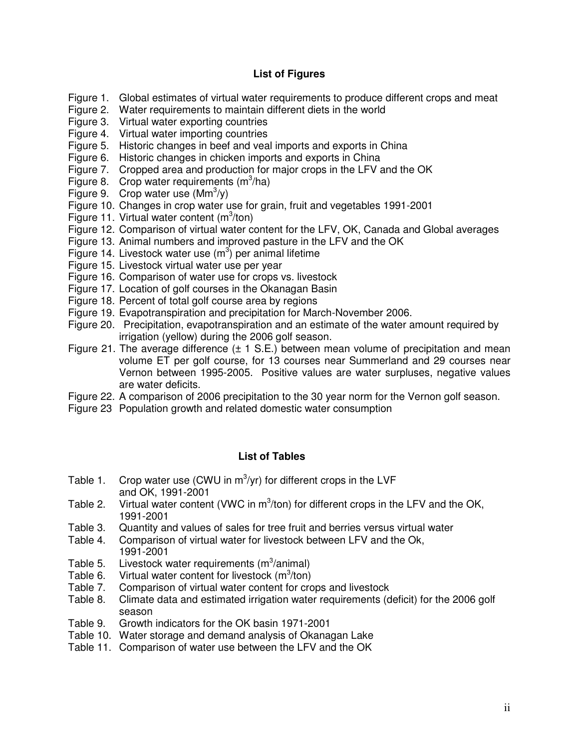### List of Figures

Figure 1. Global estimates of virtual water requirements to produce different crops and meat
Figure 2. Water requirements to maintain different diets in the world
Figure 3. Virtual water exporting countries
Figure 4. Virtual water importing countries
Figure 5. Historic changes in beef and veal imports and exports in China
Figure 6. Historic changes in chicken imports and exports in China
Figure 7. Cropped area and production for major crops in the LFV and the OK
Figure 8. Crop water requirements ($m^3$/ha)
Figure 9. Crop water use ($Mm^3$/y)
Figure 10. Changes in crop water use for grain, fruit and vegetables 1991-2001
Figure 11. Virtual water content ($m^3$/ton)
Figure 12. Comparison of virtual water content for the LFV, OK, Canada and Global averages
Figure 13. Animal numbers and improved pasture in the LFV and the OK
Figure 14. Livestock water use ($m^3$) per animal lifetime
Figure 15. Livestock virtual water use per year
Figure 16. Comparison of water use for crops vs. livestock
Figure 17. Location of golf courses in the Okanagan Basin
Figure 18. Percent of total golf course area by regions
Figure 19. Evapotranspiration and precipitation for March-November 2006.
Figure 20. Precipitation, evapotranspiration and an estimate of the water amount required by irrigation (yellow) during the 2006 golf season.
Figure 21. The average difference (± 1 S.E.) between mean volume of precipitation and mean volume ET per golf course, for 13 courses near Summerland and 29 courses near Vernon between 1995-2005. Positive values are water surpluses, negative values are water deficits.
Figure 22. A comparison of 2006 precipitation to the 30 year norm for the Vernon golf season.
Figure 23 Population growth and related domestic water consumption

### List of Tables

Table 1. Crop water use (CWU in $m^3$/yr) for different crops in the LVF and OK, 1991-2001
Table 2. Virtual water content (VWC in $m^3$/ton) for different crops in the LFV and the OK, 1991-2001
Table 3. Quantity and values of sales for tree fruit and berries versus virtual water
Table 4. Comparison of virtual water for livestock between LFV and the Ok, 1991-2001
Table 5. Livestock water requirements ($m^3$/animal)
Table 6. Virtual water content for livestock ($m^3$/ton)
Table 7. Comparison of virtual water content for crops and livestock
Table 8. Climate data and estimated irrigation water requirements (deficit) for the 2006 golf season
Table 9. Growth indicators for the OK basin 1971-2001
Table 10. Water storage and demand analysis of Okanagan Lake
Table 11. Comparison of water use between the LFV and the OK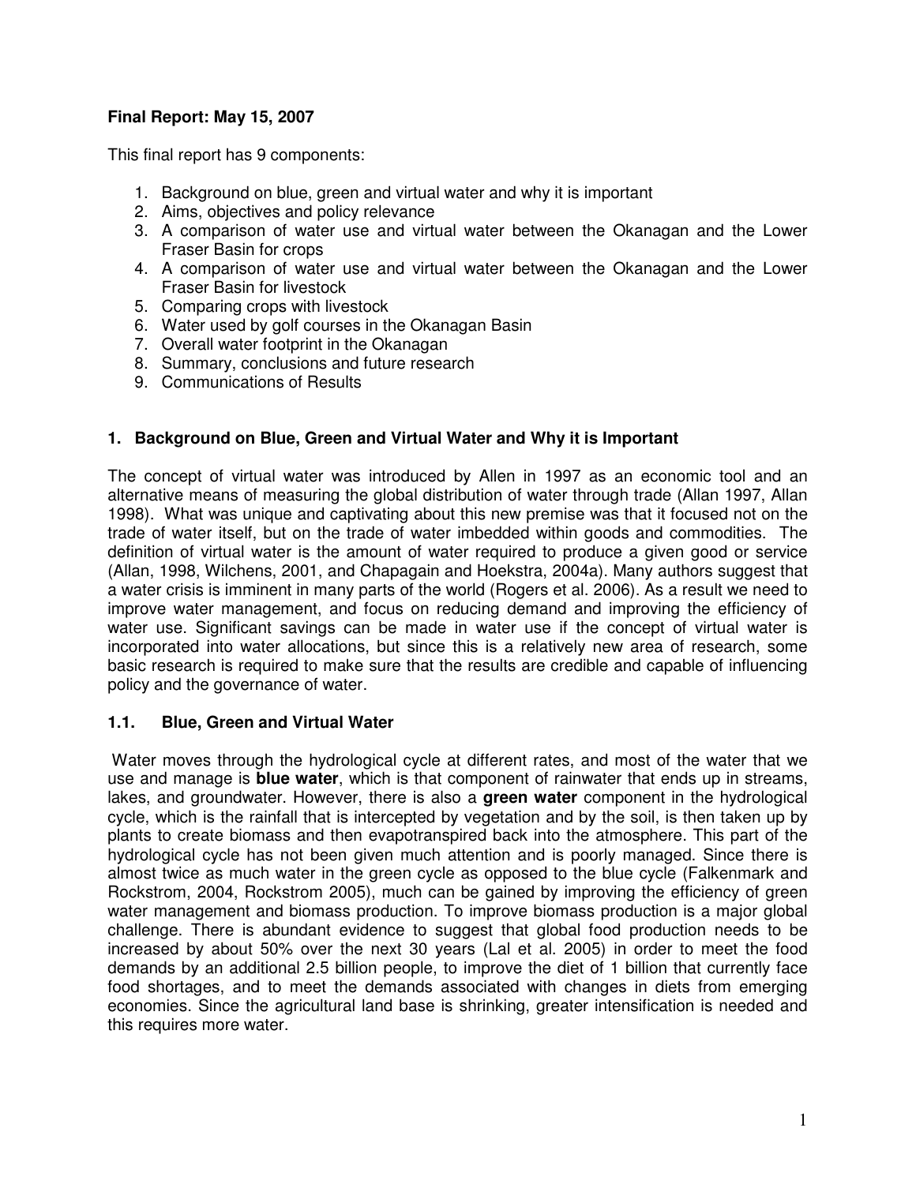**Final Report: May 15, 2007**

This final report has 9 components:

1. Background on blue, green and virtual water and why it is important
2. Aims, objectives and policy relevance
3. A comparison of water use and virtual water between the Okanagan and the Lower Fraser Basin for crops
4. A comparison of water use and virtual water between the Okanagan and the Lower Fraser Basin for livestock
5. Comparing crops with livestock
6. Water used by golf courses in the Okanagan Basin
7. Overall water footprint in the Okanagan
8. Summary, conclusions and future research
9. Communications of Results

## 1. Background on Blue, Green and Virtual Water and Why it is Important

The concept of virtual water was introduced by Allen in 1997 as an economic tool and an alternative means of measuring the global distribution of water through trade (Allan 1997, Allan 1998). What was unique and captivating about this new premise was that it focused not on the trade of water itself, but on the trade of water imbedded within goods and commodities. The definition of virtual water is the amount of water required to produce a given good or service (Allan, 1998, Wilchens, 2001, and Chapagain and Hoekstra, 2004a). Many authors suggest that a water crisis is imminent in many parts of the world (Rogers et al. 2006). As a result we need to improve water management, and focus on reducing demand and improving the efficiency of water use. Significant savings can be made in water use if the concept of virtual water is incorporated into water allocations, but since this is a relatively new area of research, some basic research is required to make sure that the results are credible and capable of influencing policy and the governance of water.

### 1.1. Blue, Green and Virtual Water

Water moves through the hydrological cycle at different rates, and most of the water that we use and manage is **blue water**, which is that component of rainwater that ends up in streams, lakes, and groundwater. However, there is also a **green water** component in the hydrological cycle, which is the rainfall that is intercepted by vegetation and by the soil, is then taken up by plants to create biomass and then evapotranspired back into the atmosphere. This part of the hydrological cycle has not been given much attention and is poorly managed. Since there is almost twice as much water in the green cycle as opposed to the blue cycle (Falkenmark and Rockstrom, 2004, Rockstrom 2005), much can be gained by improving the efficiency of green water management and biomass production. To improve biomass production is a major global challenge. There is abundant evidence to suggest that global food production needs to be increased by about 50% over the next 30 years (Lal et al. 2005) in order to meet the food demands by an additional 2.5 billion people, to improve the diet of 1 billion that currently face food shortages, and to meet the demands associated with changes in diets from emerging economies. Since the agricultural land base is shrinking, greater intensification is needed and this requires more water.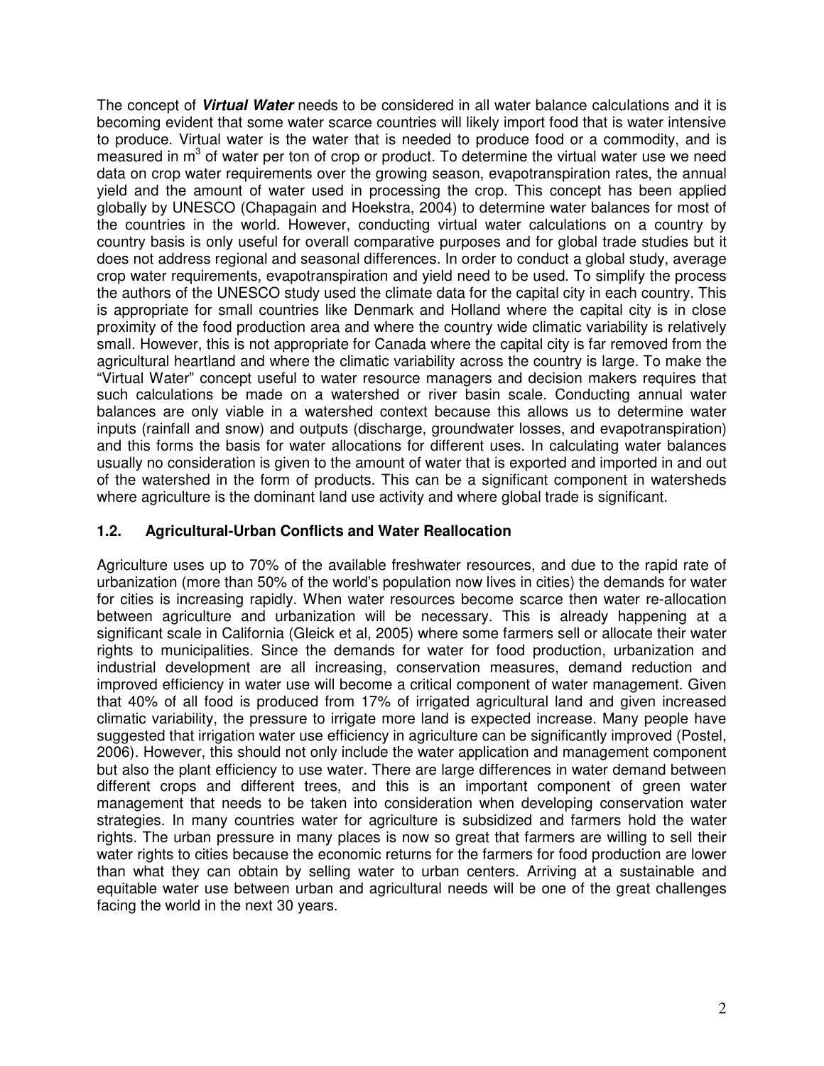The concept of ***Virtual Water*** needs to be considered in all water balance calculations and it is becoming evident that some water scarce countries will likely import food that is water intensive to produce. Virtual water is the water that is needed to produce food or a commodity, and is measured in $m^3$ of water per ton of crop or product. To determine the virtual water use we need data on crop water requirements over the growing season, evapotranspiration rates, the annual yield and the amount of water used in processing the crop. This concept has been applied globally by UNESCO (Chapagain and Hoekstra, 2004) to determine water balances for most of the countries in the world. However, conducting virtual water calculations on a country by country basis is only useful for overall comparative purposes and for global trade studies but it does not address regional and seasonal differences. In order to conduct a global study, average crop water requirements, evapotranspiration and yield need to be used. To simplify the process the authors of the UNESCO study used the climate data for the capital city in each country. This is appropriate for small countries like Denmark and Holland where the capital city is in close proximity of the food production area and where the country wide climatic variability is relatively small. However, this is not appropriate for Canada where the capital city is far removed from the agricultural heartland and where the climatic variability across the country is large. To make the "Virtual Water" concept useful to water resource managers and decision makers requires that such calculations be made on a watershed or river basin scale. Conducting annual water balances are only viable in a watershed context because this allows us to determine water inputs (rainfall and snow) and outputs (discharge, groundwater losses, and evapotranspiration) and this forms the basis for water allocations for different uses. In calculating water balances usually no consideration is given to the amount of water that is exported and imported in and out of the watershed in the form of products. This can be a significant component in watersheds where agriculture is the dominant land use activity and where global trade is significant.

### 1.2. Agricultural-Urban Conflicts and Water Reallocation

Agriculture uses up to 70% of the available freshwater resources, and due to the rapid rate of urbanization (more than 50% of the world's population now lives in cities) the demands for water for cities is increasing rapidly. When water resources become scarce then water re-allocation between agriculture and urbanization will be necessary. This is already happening at a significant scale in California (Gleick et al, 2005) where some farmers sell or allocate their water rights to municipalities. Since the demands for water for food production, urbanization and industrial development are all increasing, conservation measures, demand reduction and improved efficiency in water use will become a critical component of water management. Given that 40% of all food is produced from 17% of irrigated agricultural land and given increased climatic variability, the pressure to irrigate more land is expected increase. Many people have suggested that irrigation water use efficiency in agriculture can be significantly improved (Postel, 2006). However, this should not only include the water application and management component but also the plant efficiency to use water. There are large differences in water demand between different crops and different trees, and this is an important component of green water management that needs to be taken into consideration when developing conservation water strategies. In many countries water for agriculture is subsidized and farmers hold the water rights. The urban pressure in many places is now so great that farmers are willing to sell their water rights to cities because the economic returns for the farmers for food production are lower than what they can obtain by selling water to urban centers. Arriving at a sustainable and equitable water use between urban and agricultural needs will be one of the great challenges facing the world in the next 30 years.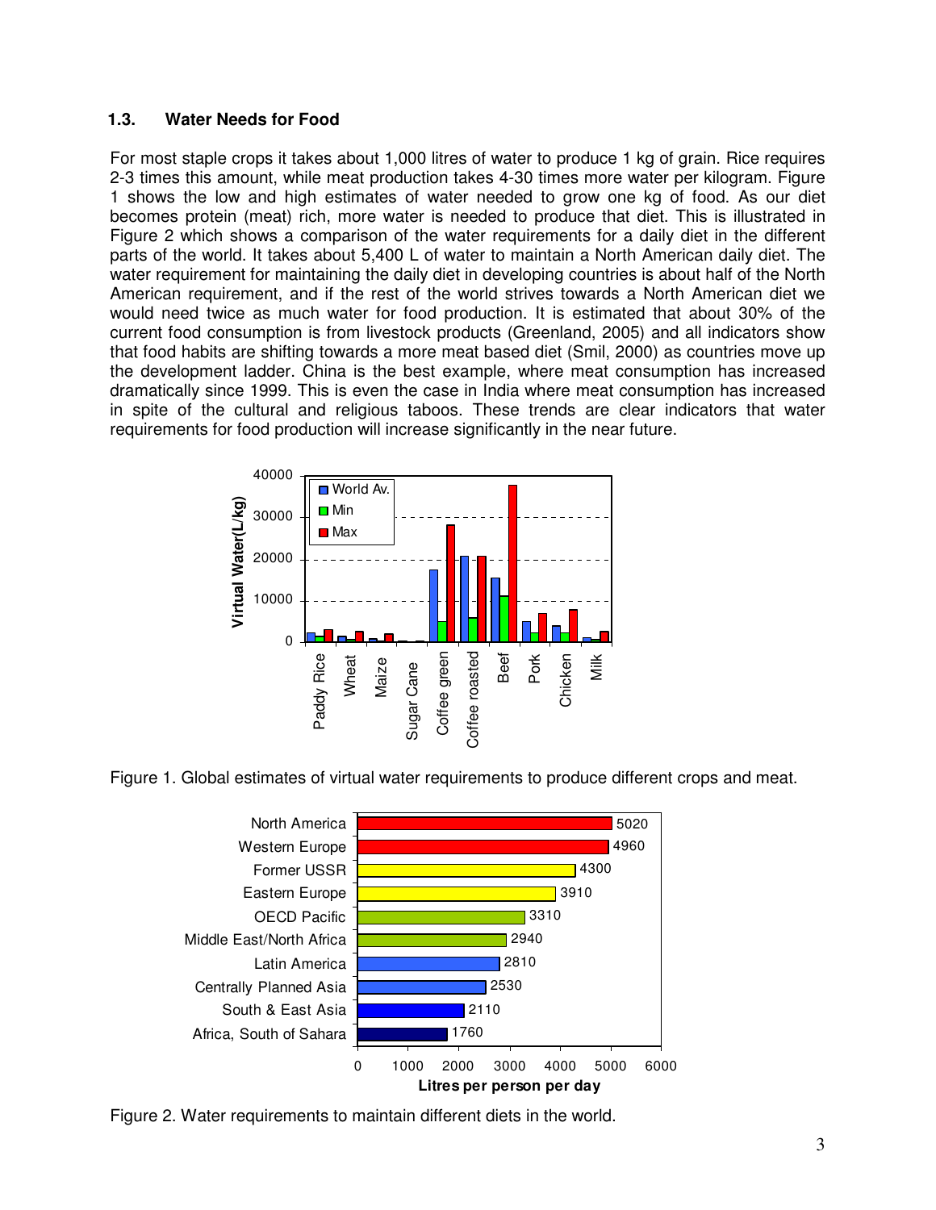### 1.3. Water Needs for Food

For most staple crops it takes about 1,000 litres of water to produce 1 kg of grain. Rice requires 2-3 times this amount, while meat production takes 4-30 times more water per kilogram. Figure 1 shows the low and high estimates of water needed to grow one kg of food. As our diet becomes protein (meat) rich, more water is needed to produce that diet. This is illustrated in Figure 2 which shows a comparison of the water requirements for a daily diet in the different parts of the world. It takes about 5,400 L of water to maintain a North American daily diet. The water requirement for maintaining the daily diet in developing countries is about half of the North American requirement, and if the rest of the world strives towards a North American diet we would need twice as much water for food production. It is estimated that about 30% of the current food consumption is from livestock products (Greenland, 2005) and all indicators show that food habits are shifting towards a more meat based diet (Smil, 2000) as countries move up the development ladder. China is the best example, where meat consumption has increased dramatically since 1999. This is even the case in India where meat consumption has increased in spite of the cultural and religious taboos. These trends are clear indicators that water requirements for food production will increase significantly in the near future.

Figure 1. Global estimates of virtual water requirements to produce different crops and meat.

Figure 2. Water requirements to maintain different diets in the world.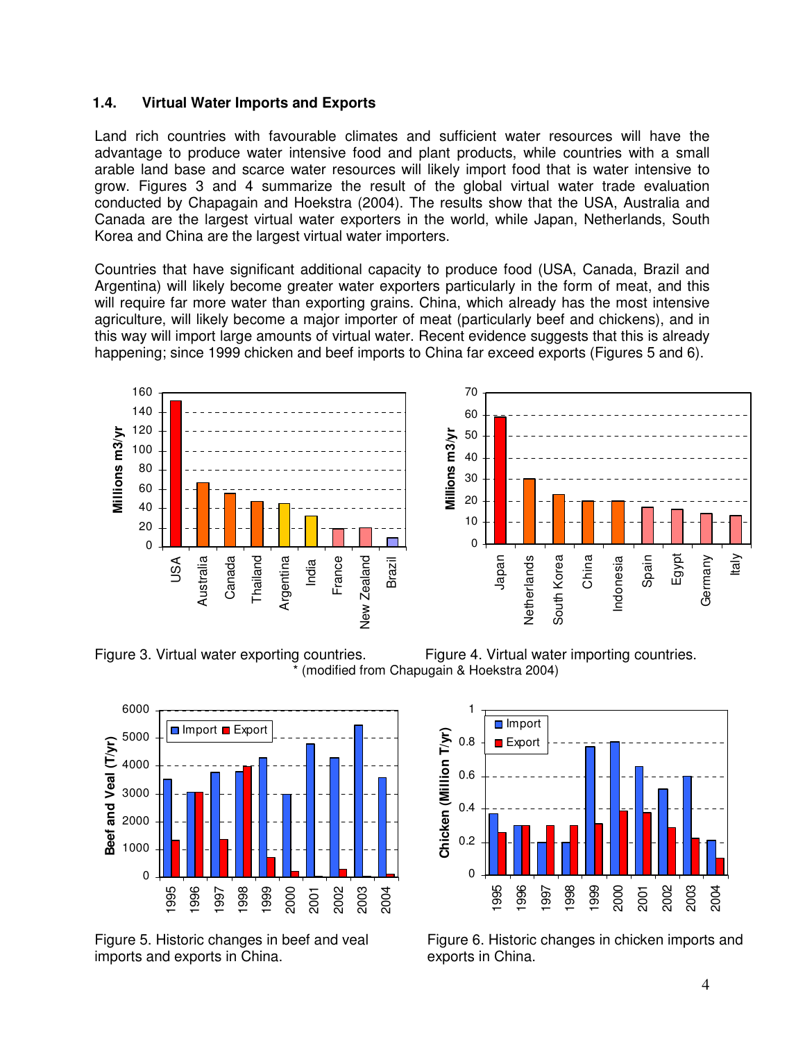### 1.4. Virtual Water Imports and Exports

Land rich countries with favourable climates and sufficient water resources will have the advantage to produce water intensive food and plant products, while countries with a small arable land base and scarce water resources will likely import food that is water intensive to grow. Figures 3 and 4 summarize the result of the global virtual water trade evaluation conducted by Chapagain and Hoekstra (2004). The results show that the USA, Australia and Canada are the largest virtual water exporters in the world, while Japan, Netherlands, South Korea and China are the largest virtual water importers.

Countries that have significant additional capacity to produce food (USA, Canada, Brazil and Argentina) will likely become greater water exporters particularly in the form of meat, and this will require far more water than exporting grains. China, which already has the most intensive agriculture, will likely become a major importer of meat (particularly beef and chickens), and in this way will import large amounts of virtual water. Recent evidence suggests that this is already happening; since 1999 chicken and beef imports to China far exceed exports (Figures 5 and 6).

Figure 3. Virtual water exporting countries.

Figure 4. Virtual water importing countries.

* (modified from Chapugain & Hoekstra 2004)

Figure 5. Historic changes in beef and veal imports and exports in China.

Figure 6. Historic changes in chicken imports and exports in China.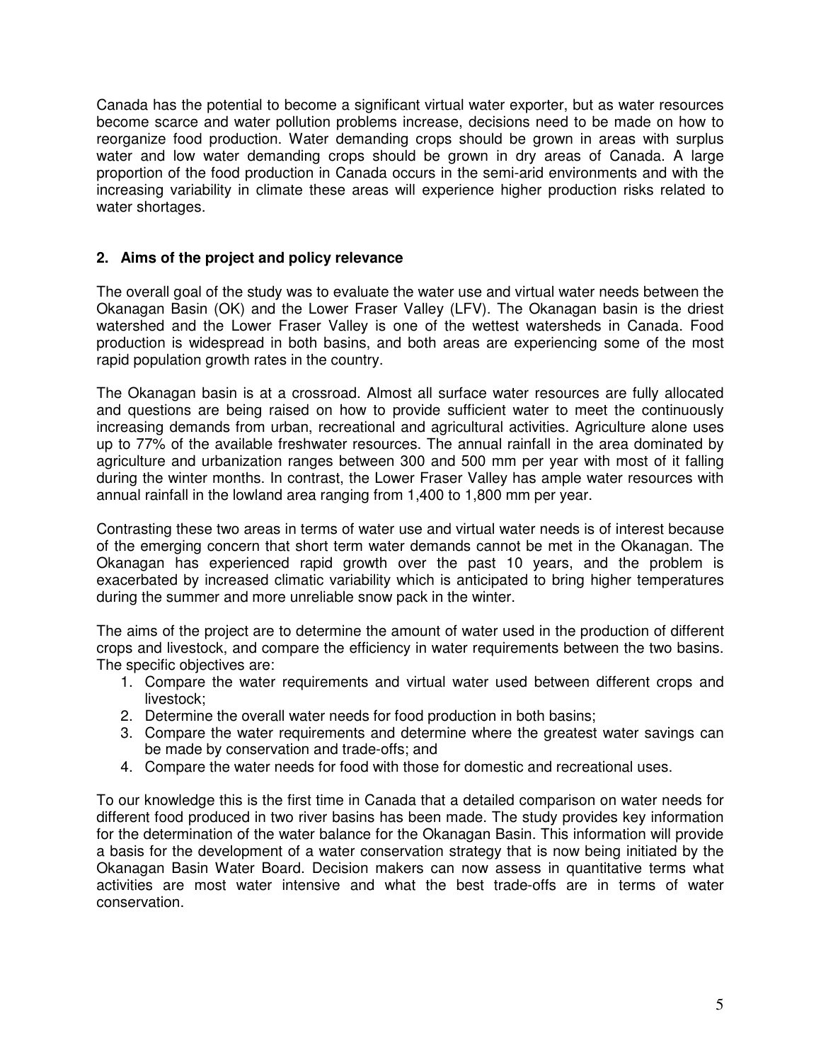Canada has the potential to become a significant virtual water exporter, but as water resources become scarce and water pollution problems increase, decisions need to be made on how to reorganize food production. Water demanding crops should be grown in areas with surplus water and low water demanding crops should be grown in dry areas of Canada. A large proportion of the food production in Canada occurs in the semi-arid environments and with the increasing variability in climate these areas will experience higher production risks related to water shortages.

## 2. Aims of the project and policy relevance

The overall goal of the study was to evaluate the water use and virtual water needs between the Okanagan Basin (OK) and the Lower Fraser Valley (LFV). The Okanagan basin is the driest watershed and the Lower Fraser Valley is one of the wettest watersheds in Canada. Food production is widespread in both basins, and both areas are experiencing some of the most rapid population growth rates in the country.

The Okanagan basin is at a crossroad. Almost all surface water resources are fully allocated and questions are being raised on how to provide sufficient water to meet the continuously increasing demands from urban, recreational and agricultural activities. Agriculture alone uses up to 77% of the available freshwater resources. The annual rainfall in the area dominated by agriculture and urbanization ranges between 300 and 500 mm per year with most of it falling during the winter months. In contrast, the Lower Fraser Valley has ample water resources with annual rainfall in the lowland area ranging from 1,400 to 1,800 mm per year.

Contrasting these two areas in terms of water use and virtual water needs is of interest because of the emerging concern that short term water demands cannot be met in the Okanagan. The Okanagan has experienced rapid growth over the past 10 years, and the problem is exacerbated by increased climatic variability which is anticipated to bring higher temperatures during the summer and more unreliable snow pack in the winter.

The aims of the project are to determine the amount of water used in the production of different crops and livestock, and compare the efficiency in water requirements between the two basins. The specific objectives are:

1. Compare the water requirements and virtual water used between different crops and livestock;
2. Determine the overall water needs for food production in both basins;
3. Compare the water requirements and determine where the greatest water savings can be made by conservation and trade-offs; and
4. Compare the water needs for food with those for domestic and recreational uses.

To our knowledge this is the first time in Canada that a detailed comparison on water needs for different food produced in two river basins has been made. The study provides key information for the determination of the water balance for the Okanagan Basin. This information will provide a basis for the development of a water conservation strategy that is now being initiated by the Okanagan Basin Water Board. Decision makers can now assess in quantitative terms what activities are most water intensive and what the best trade-offs are in terms of water conservation.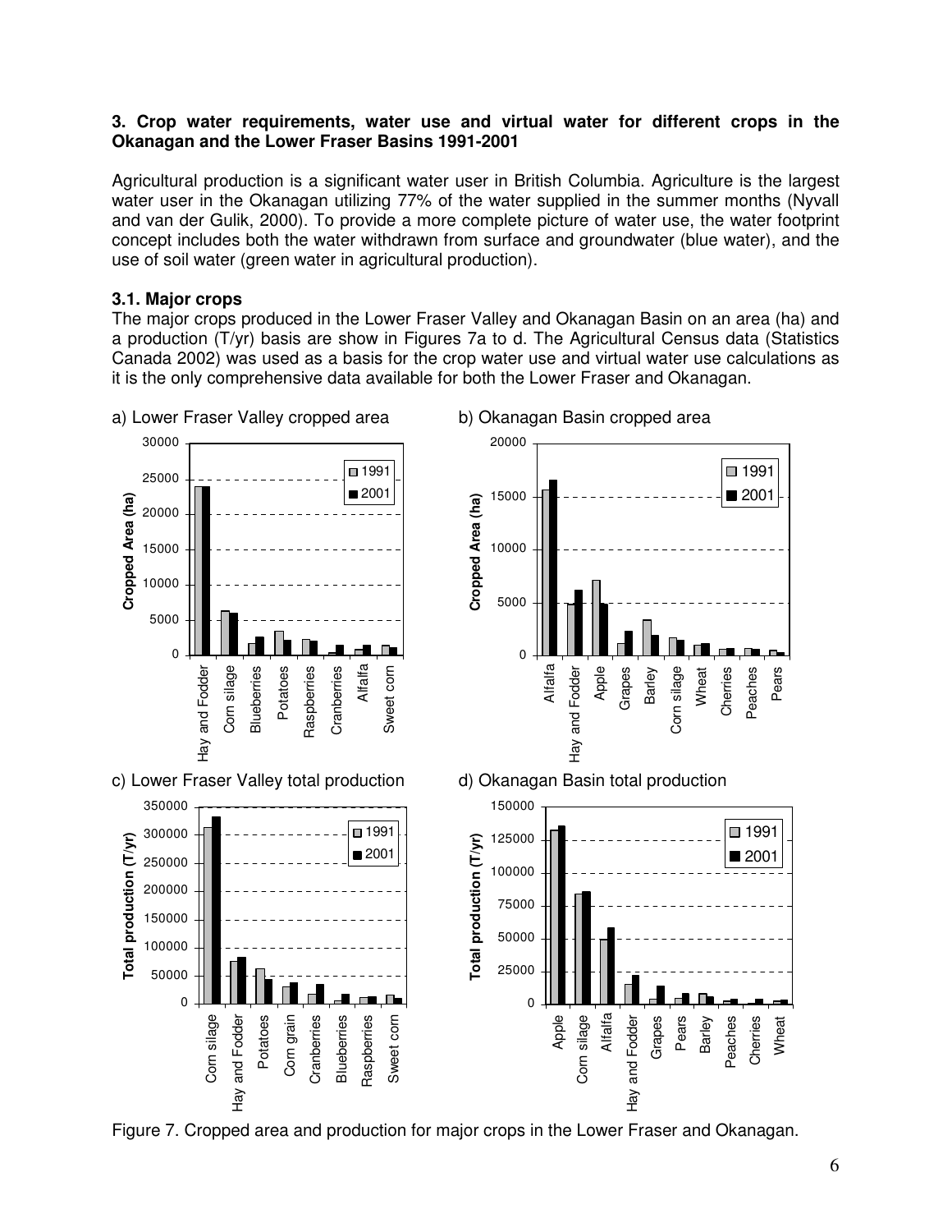### 3. Crop water requirements, water use and virtual water for different crops in the Okanagan and the Lower Fraser Basins 1991-2001

Agricultural production is a significant water user in British Columbia. Agriculture is the largest water user in the Okanagan utilizing 77% of the water supplied in the summer months (Nyvall and van der Gulik, 2000). To provide a more complete picture of water use, the water footprint concept includes both the water withdrawn from surface and groundwater (blue water), and the use of soil water (green water in agricultural production).

#### 3.1. Major crops

The major crops produced in the Lower Fraser Valley and Okanagan Basin on an area (ha) and a production (T/yr) basis are show in Figures 7a to d. The Agricultural Census data (Statistics Canada 2002) was used as a basis for the crop water use and virtual water use calculations as it is the only comprehensive data available for both the Lower Fraser and Okanagan.

a) Lower Fraser Valley cropped area

b) Okanagan Basin cropped area

c) Lower Fraser Valley total production

d) Okanagan Basin total production

Figure 7. Cropped area and production for major crops in the Lower Fraser and Okanagan.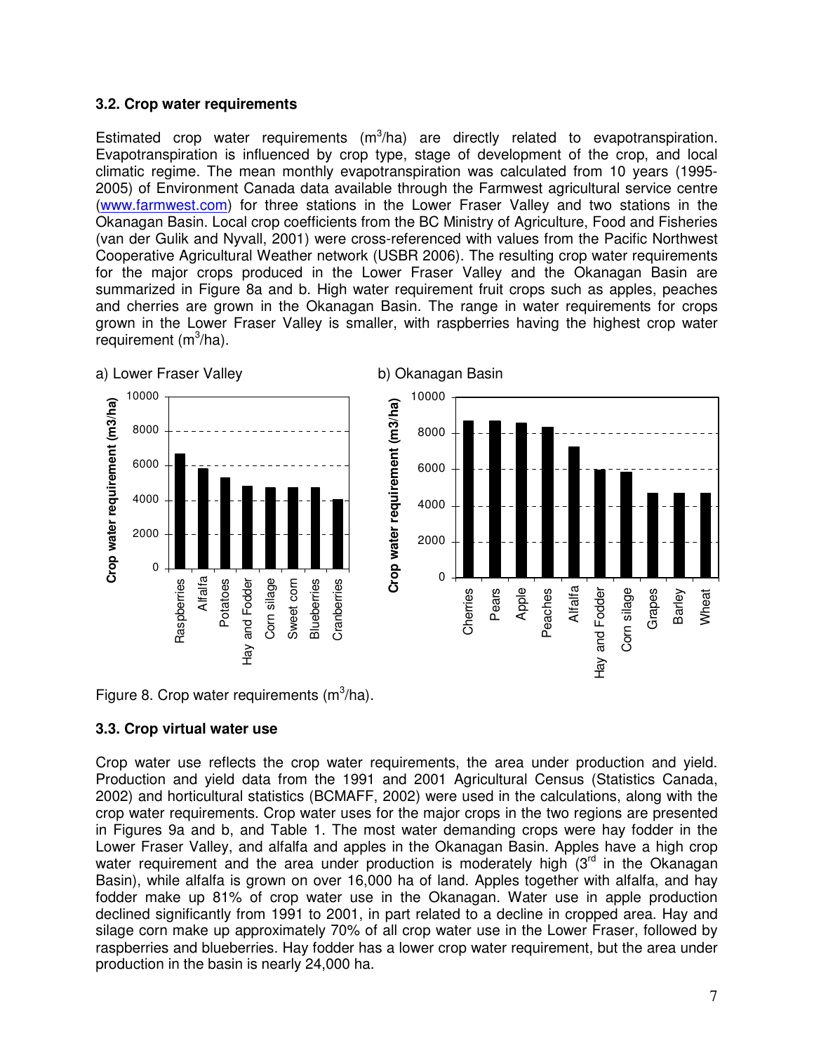### 3.2. Crop water requirements

Estimated crop water requirements ($m^3$/ha) are directly related to evapotranspiration. Evapotranspiration is influenced by crop type, stage of development of the crop, and local climatic regime. The mean monthly evapotranspiration was calculated from 10 years (1995-2005) of Environment Canada data available through the Farmwest agricultural service centre (www.farmwest.com) for three stations in the Lower Fraser Valley and two stations in the Okanagan Basin. Local crop coefficients from the BC Ministry of Agriculture, Food and Fisheries (van der Gulik and Nyvall, 2001) were cross-referenced with values from the Pacific Northwest Cooperative Agricultural Weather network (USBR 2006). The resulting crop water requirements for the major crops produced in the Lower Fraser Valley and the Okanagan Basin are summarized in Figure 8a and b. High water requirement fruit crops such as apples, peaches and cherries are grown in the Okanagan Basin. The range in water requirements for crops grown in the Lower Fraser Valley is smaller, with raspberries having the highest crop water requirement ($m^3$/ha).

a) Lower Fraser Valley

b) Okanagan Basin

Figure 8. Crop water requirements ($m^3$/ha).

### 3.3. Crop virtual water use

Crop water use reflects the crop water requirements, the area under production and yield. Production and yield data from the 1991 and 2001 Agricultural Census (Statistics Canada, 2002) and horticultural statistics (BCMAFF, 2002) were used in the calculations, along with the crop water requirements. Crop water uses for the major crops in the two regions are presented in Figures 9a and b, and Table 1. The most water demanding crops were hay fodder in the Lower Fraser Valley, and alfalfa and apples in the Okanagan Basin. Apples have a high crop water requirement and the area under production is moderately high (3rd in the Okanagan Basin), while alfalfa is grown on over 16,000 ha of land. Apples together with alfalfa, and hay fodder make up 81% of crop water use in the Okanagan. Water use in apple production declined significantly from 1991 to 2001, in part related to a decline in cropped area. Hay and silage corn make up approximately 70% of all crop water use in the Lower Fraser, followed by raspberries and blueberries. Hay fodder has a lower crop water requirement, but the area under production in the basin is nearly 24,000 ha.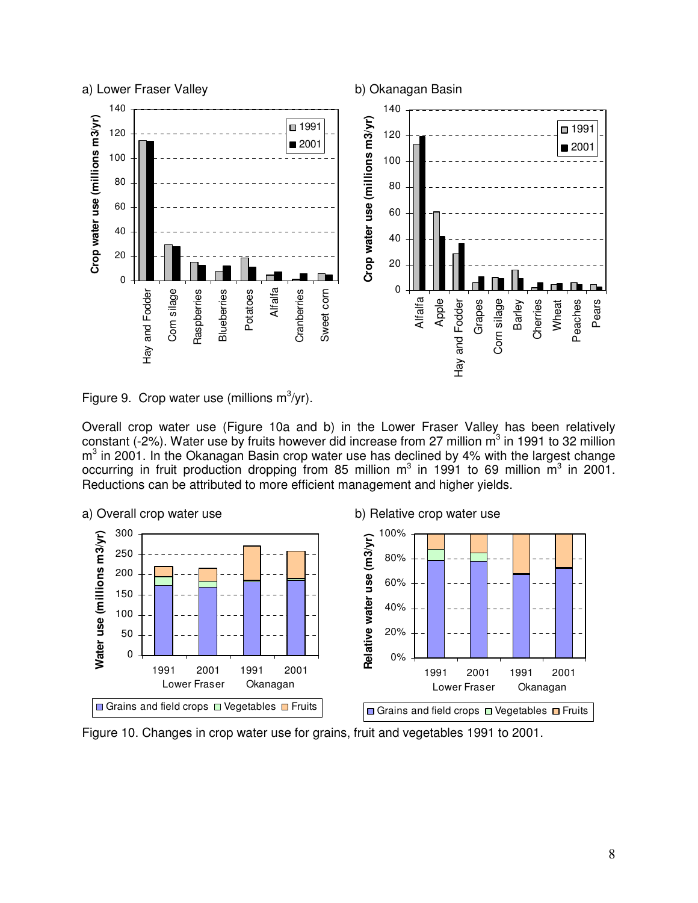Figure 9.  Crop water use (millions $m^3$/yr).

Overall crop water use (Figure 10a and b) in the Lower Fraser Valley has been relatively constant (-2%). Water use by fruits however did increase from 27 million $m^3$ in 1991 to 32 million $m^3$ in 2001. In the Okanagan Basin crop water use has declined by 4% with the largest change occurring in fruit production dropping from 85 million $m^3$ in 1991 to 69 million $m^3$ in 2001. Reductions can be attributed to more efficient management and higher yields.

Figure 10. Changes in crop water use for grains, fruit and vegetables 1991 to 2001.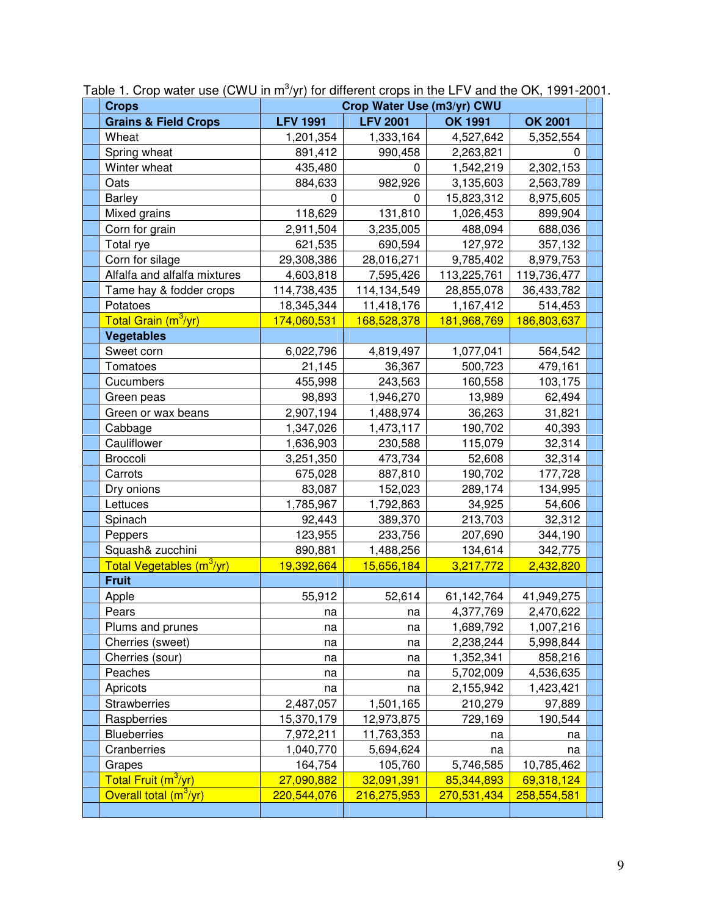Table 1. Crop water use (CWU in $m^3$/yr) for different crops in the LFV and the OK, 1991-2001.

| Crops | Crop Water Use (m3/yr) CWU | | | |
|---|---|---|---|---|
| **Grains & Field Crops** | **LFV 1991** | **LFV 2001** | **OK 1991** | **OK 2001** |
| Wheat | 1,201,354 | 1,333,164 | 4,527,642 | 5,352,554 |
| Spring wheat | 891,412 | 990,458 | 2,263,821 | 0 |
| Winter wheat | 435,480 | 0 | 1,542,219 | 2,302,153 |
| Oats | 884,633 | 982,926 | 3,135,603 | 2,563,789 |
| Barley | 0 | 0 | 15,823,312 | 8,975,605 |
| Mixed grains | 118,629 | 131,810 | 1,026,453 | 899,904 |
| Corn for grain | 2,911,504 | 3,235,005 | 488,094 | 688,036 |
| Total rye | 621,535 | 690,594 | 127,972 | 357,132 |
| Corn for silage | 29,308,386 | 28,016,271 | 9,785,402 | 8,979,753 |
| Alfalfa and alfalfa mixtures | 4,603,818 | 7,595,426 | 113,225,761 | 119,736,477 |
| Tame hay & fodder crops | 114,738,435 | 114,134,549 | 28,855,078 | 36,433,782 |
| Potatoes | 18,345,344 | 11,418,176 | 1,167,412 | 514,453 |
| Total Grain ($m^3$/yr) | 174,060,531 | 168,528,378 | 181,968,769 | 186,803,637 |
| **Vegetables** | | | | |
| Sweet corn | 6,022,796 | 4,819,497 | 1,077,041 | 564,542 |
| Tomatoes | 21,145 | 36,367 | 500,723 | 479,161 |
| Cucumbers | 455,998 | 243,563 | 160,558 | 103,175 |
| Green peas | 98,893 | 1,946,270 | 13,989 | 62,494 |
| Green or wax beans | 2,907,194 | 1,488,974 | 36,263 | 31,821 |
| Cabbage | 1,347,026 | 1,473,117 | 190,702 | 40,393 |
| Cauliflower | 1,636,903 | 230,588 | 115,079 | 32,314 |
| Broccoli | 3,251,350 | 473,734 | 52,608 | 32,314 |
| Carrots | 675,028 | 887,810 | 190,702 | 177,728 |
| Dry onions | 83,087 | 152,023 | 289,174 | 134,995 |
| Lettuces | 1,785,967 | 1,792,863 | 34,925 | 54,606 |
| Spinach | 92,443 | 389,370 | 213,703 | 32,312 |
| Peppers | 123,955 | 233,756 | 207,690 | 344,190 |
| Squash& zucchini | 890,881 | 1,488,256 | 134,614 | 342,775 |
| Total Vegetables ($m^3$/yr) | 19,392,664 | 15,656,184 | 3,217,772 | 2,432,820 |
| **Fruit** | | | | |
| Apple | 55,912 | 52,614 | 61,142,764 | 41,949,275 |
| Pears | na | na | 4,377,769 | 2,470,622 |
| Plums and prunes | na | na | 1,689,792 | 1,007,216 |
| Cherries (sweet) | na | na | 2,238,244 | 5,998,844 |
| Cherries (sour) | na | na | 1,352,341 | 858,216 |
| Peaches | na | na | 5,702,009 | 4,536,635 |
| Apricots | na | na | 2,155,942 | 1,423,421 |
| Strawberries | 2,487,057 | 1,501,165 | 210,279 | 97,889 |
| Raspberries | 15,370,179 | 12,973,875 | 729,169 | 190,544 |
| Blueberries | 7,972,211 | 11,763,353 | na | na |
| Cranberries | 1,040,770 | 5,694,624 | na | na |
| Grapes | 164,754 | 105,760 | 5,746,585 | 10,785,462 |
| Total Fruit ($m^3$/yr) | 27,090,882 | 32,091,391 | 85,344,893 | 69,318,124 |
| Overall total ($m^3$/yr) | 220,544,076 | 216,275,953 | 270,531,434 | 258,554,581 |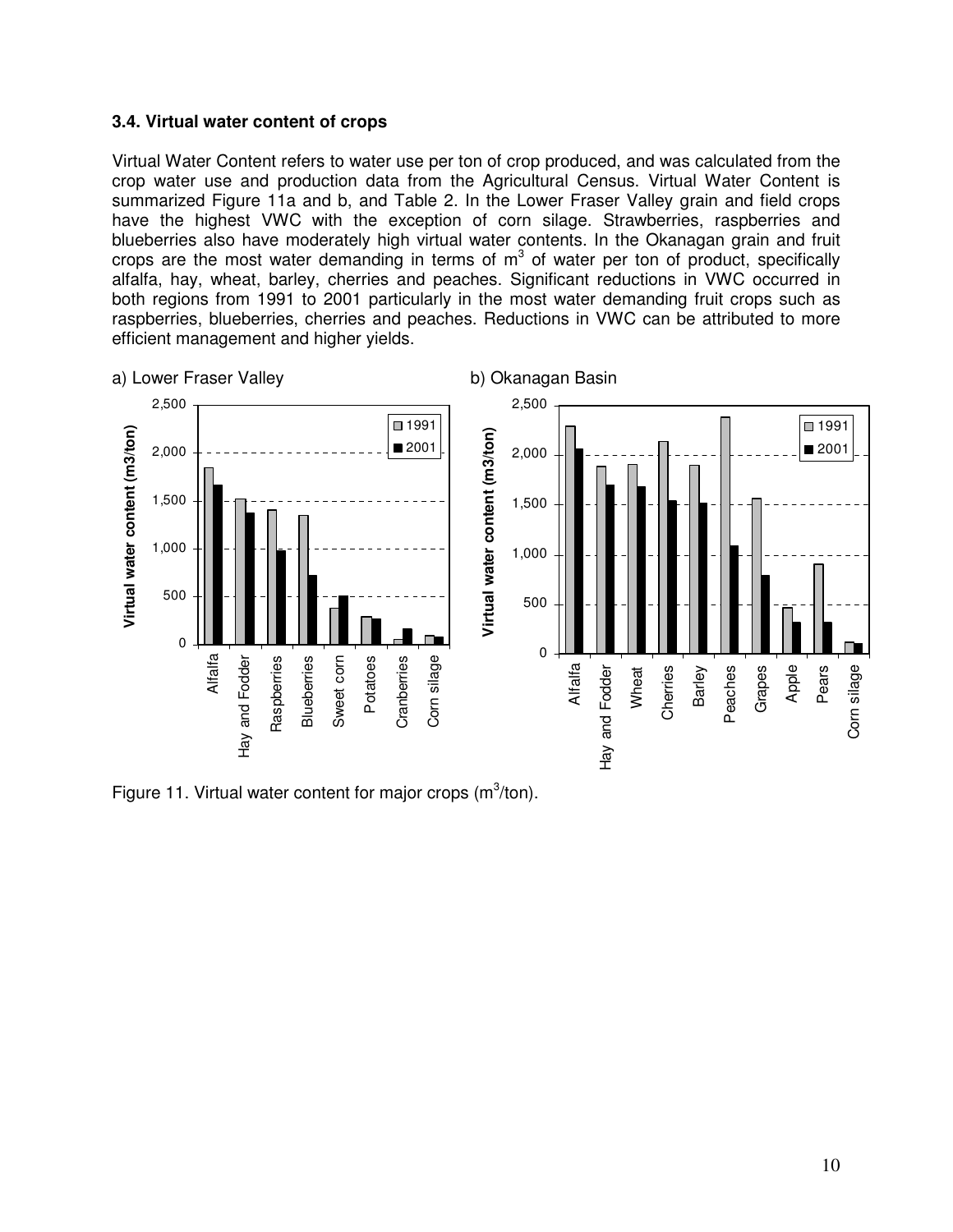### 3.4. Virtual water content of crops

Virtual Water Content refers to water use per ton of crop produced, and was calculated from the crop water use and production data from the Agricultural Census. Virtual Water Content is summarized Figure 11a and b, and Table 2. In the Lower Fraser Valley grain and field crops have the highest VWC with the exception of corn silage. Strawberries, raspberries and blueberries also have moderately high virtual water contents. In the Okanagan grain and fruit crops are the most water demanding in terms of $m^3$ of water per ton of product, specifically alfalfa, hay, wheat, barley, cherries and peaches. Significant reductions in VWC occurred in both regions from 1991 to 2001 particularly in the most water demanding fruit crops such as raspberries, blueberries, cherries and peaches. Reductions in VWC can be attributed to more efficient management and higher yields.

Figure 11. Virtual water content for major crops ($m^3$/ton).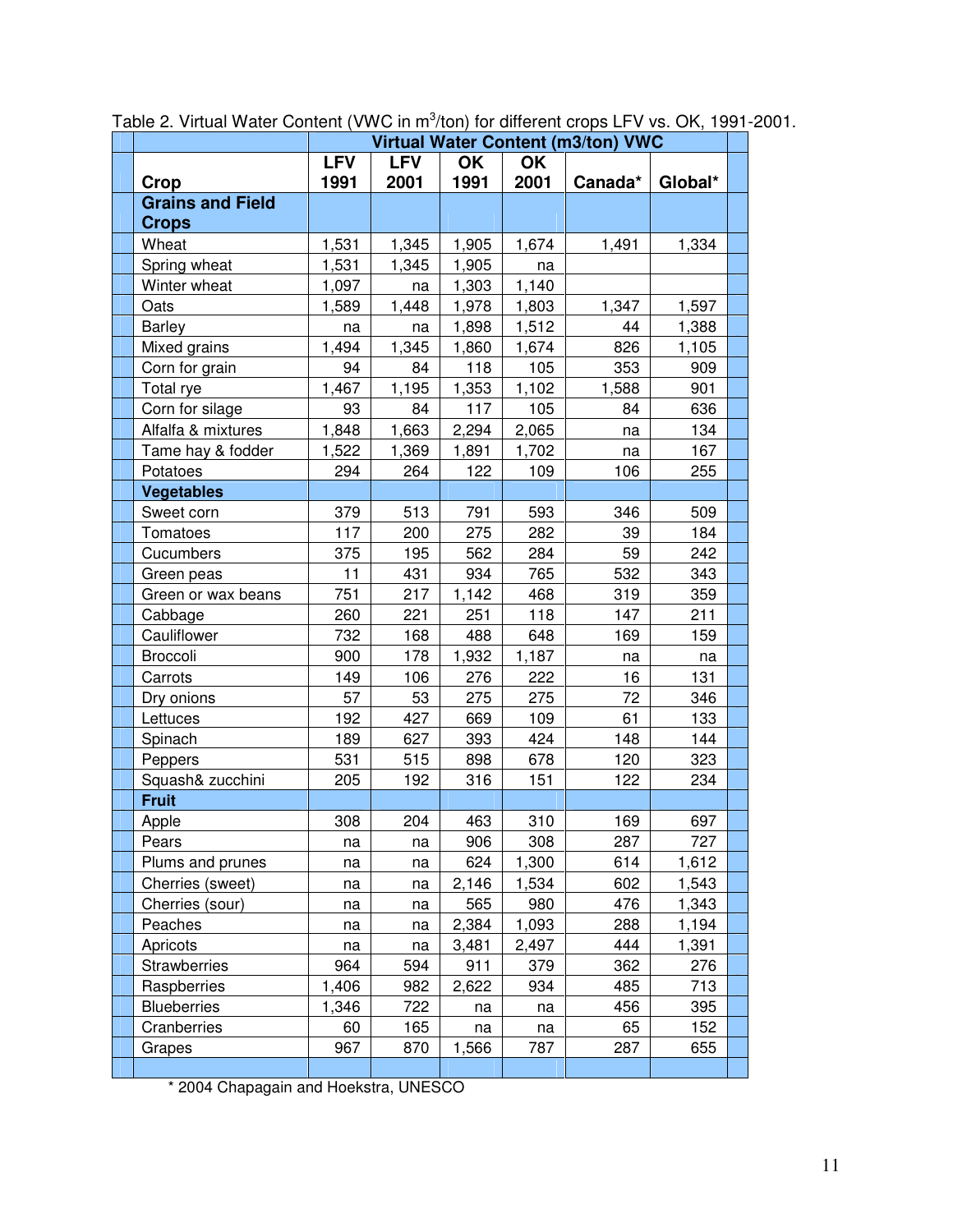Table 2. Virtual Water Content (VWC in $m^3$/ton) for different crops LFV vs. OK, 1991-2001.

| Crop | Virtual Water Content (m3/ton) VWC | | | | | |
|---|---|---|---|---|---|---|
| | LFV 1991 | LFV 2001 | OK 1991 | OK 2001 | Canada* | Global* |
| **Grains and Field Crops** | | | | | | |
| Wheat | 1,531 | 1,345 | 1,905 | 1,674 | 1,491 | 1,334 |
| Spring wheat | 1,531 | 1,345 | 1,905 | na | | |
| Winter wheat | 1,097 | na | 1,303 | 1,140 | | |
| Oats | 1,589 | 1,448 | 1,978 | 1,803 | 1,347 | 1,597 |
| Barley | na | na | 1,898 | 1,512 | 44 | 1,388 |
| Mixed grains | 1,494 | 1,345 | 1,860 | 1,674 | 826 | 1,105 |
| Corn for grain | 94 | 84 | 118 | 105 | 353 | 909 |
| Total rye | 1,467 | 1,195 | 1,353 | 1,102 | 1,588 | 901 |
| Corn for silage | 93 | 84 | 117 | 105 | 84 | 636 |
| Alfalfa & mixtures | 1,848 | 1,663 | 2,294 | 2,065 | na | 134 |
| Tame hay & fodder | 1,522 | 1,369 | 1,891 | 1,702 | na | 167 |
| Potatoes | 294 | 264 | 122 | 109 | 106 | 255 |
| **Vegetables** | | | | | | |
| Sweet corn | 379 | 513 | 791 | 593 | 346 | 509 |
| Tomatoes | 117 | 200 | 275 | 282 | 39 | 184 |
| Cucumbers | 375 | 195 | 562 | 284 | 59 | 242 |
| Green peas | 11 | 431 | 934 | 765 | 532 | 343 |
| Green or wax beans | 751 | 217 | 1,142 | 468 | 319 | 359 |
| Cabbage | 260 | 221 | 251 | 118 | 147 | 211 |
| Cauliflower | 732 | 168 | 488 | 648 | 169 | 159 |
| Broccoli | 900 | 178 | 1,932 | 1,187 | na | na |
| Carrots | 149 | 106 | 276 | 222 | 16 | 131 |
| Dry onions | 57 | 53 | 275 | 275 | 72 | 346 |
| Lettuces | 192 | 427 | 669 | 109 | 61 | 133 |
| Spinach | 189 | 627 | 393 | 424 | 148 | 144 |
| Peppers | 531 | 515 | 898 | 678 | 120 | 323 |
| Squash& zucchini | 205 | 192 | 316 | 151 | 122 | 234 |
| **Fruit** | | | | | | |
| Apple | 308 | 204 | 463 | 310 | 169 | 697 |
| Pears | na | na | 906 | 308 | 287 | 727 |
| Plums and prunes | na | na | 624 | 1,300 | 614 | 1,612 |
| Cherries (sweet) | na | na | 2,146 | 1,534 | 602 | 1,543 |
| Cherries (sour) | na | na | 565 | 980 | 476 | 1,343 |
| Peaches | na | na | 2,384 | 1,093 | 288 | 1,194 |
| Apricots | na | na | 3,481 | 2,497 | 444 | 1,391 |
| Strawberries | 964 | 594 | 911 | 379 | 362 | 276 |
| Raspberries | 1,406 | 982 | 2,622 | 934 | 485 | 713 |
| Blueberries | 1,346 | 722 | na | na | 456 | 395 |
| Cranberries | 60 | 165 | na | na | 65 | 152 |
| Grapes | 967 | 870 | 1,566 | 787 | 287 | 655 |

* 2004 Chapagain and Hoekstra, UNESCO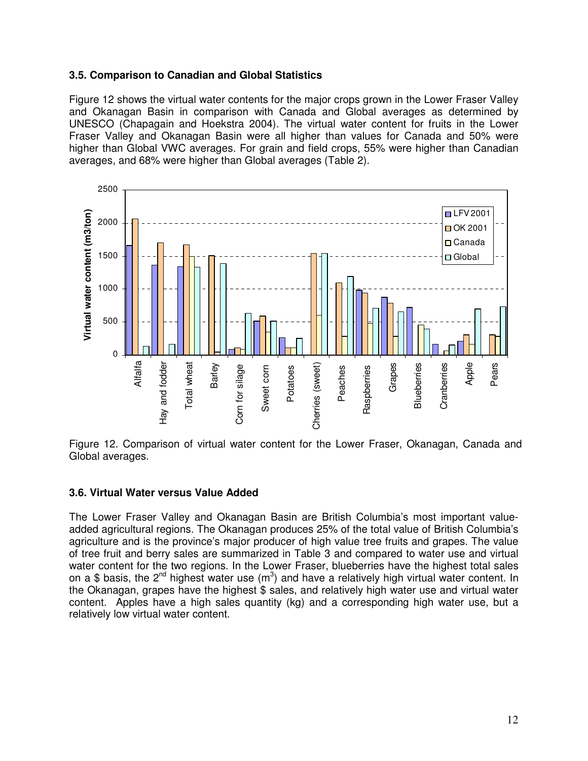### 3.5. Comparison to Canadian and Global Statistics

Figure 12 shows the virtual water contents for the major crops grown in the Lower Fraser Valley and Okanagan Basin in comparison with Canada and Global averages as determined by UNESCO (Chapagain and Hoekstra 2004). The virtual water content for fruits in the Lower Fraser Valley and Okanagan Basin were all higher than values for Canada and 50% were higher than Global VWC averages. For grain and field crops, 55% were higher than Canadian averages, and 68% were higher than Global averages (Table 2).

Figure 12. Comparison of virtual water content for the Lower Fraser, Okanagan, Canada and Global averages.

### 3.6. Virtual Water versus Value Added

The Lower Fraser Valley and Okanagan Basin are British Columbia's most important value-added agricultural regions. The Okanagan produces 25% of the total value of British Columbia's agriculture and is the province's major producer of high value tree fruits and grapes. The value of tree fruit and berry sales are summarized in Table 3 and compared to water use and virtual water content for the two regions. In the Lower Fraser, blueberries have the highest total sales on a $ basis, the 2nd highest water use ($m^3$) and have a relatively high virtual water content. In the Okanagan, grapes have the highest $ sales, and relatively high water use and virtual water content. Apples have a high sales quantity (kg) and a corresponding high water use, but a relatively low virtual water content.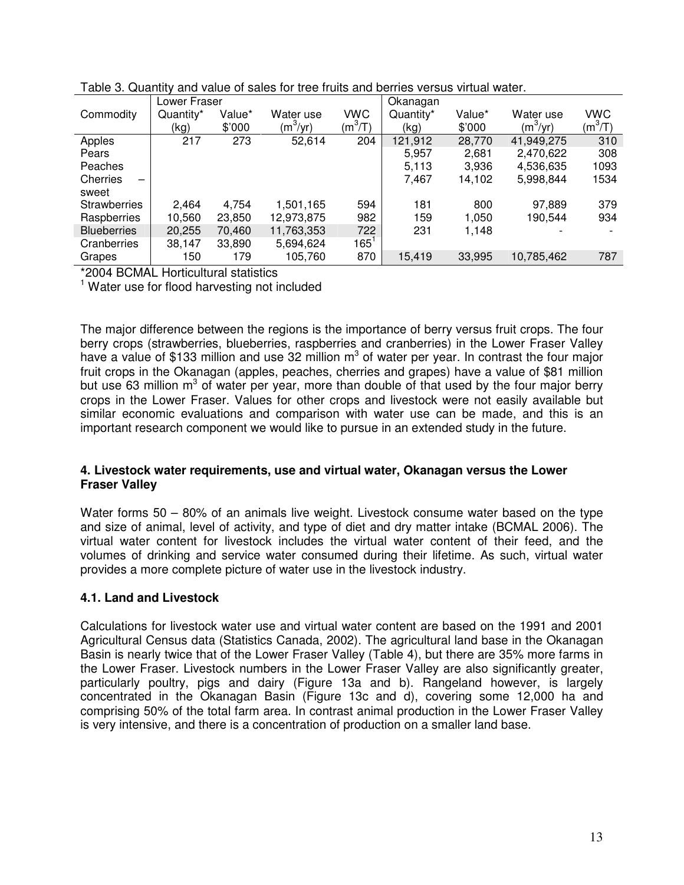Table 3. Quantity and value of sales for tree fruits and berries versus virtual water.

| | Lower Fraser | | | | Okanagan | | | |
|---|---|---|---|---|---|---|---|---|
| Commodity | Quantity* (kg) | Value* $'000 | Water use ($m^3$/yr) | VWC ($m^3$/T) | Quantity* (kg) | Value* $'000 | Water use ($m^3$/yr) | VWC ($m^3$/T) |
| Apples | 217 | 273 | 52,614 | 204 | 121,912 | 28,770 | 41,949,275 | 310 |
| Pears | | | | | 5,957 | 2,681 | 2,470,622 | 308 |
| Peaches | | | | | 5,113 | 3,936 | 4,536,635 | 1093 |
| Cherries – sweet | | | | | 7,467 | 14,102 | 5,998,844 | 1534 |
| Strawberries | 2,464 | 4,754 | 1,501,165 | 594 | 181 | 800 | 97,889 | 379 |
| Raspberries | 10,560 | 23,850 | 12,973,875 | 982 | 159 | 1,050 | 190,544 | 934 |
| Blueberries | 20,255 | 70,460 | 11,763,353 | 722 | 231 | 1,148 | - | - |
| Cranberries | 38,147 | 33,890 | 5,694,624 | 165[1] | | | | |
| Grapes | 150 | 179 | 105,760 | 870 | 15,419 | 33,995 | 10,785,462 | 787 |

*2004 BCMAL Horticultural statistics

[1] Water use for flood harvesting not included

The major difference between the regions is the importance of berry versus fruit crops. The four berry crops (strawberries, blueberries, raspberries and cranberries) in the Lower Fraser Valley have a value of $133 million and use 32 million $m^3$ of water per year. In contrast the four major fruit crops in the Okanagan (apples, peaches, cherries and grapes) have a value of $81 million but use 63 million $m^3$ of water per year, more than double of that used by the four major berry crops in the Lower Fraser. Values for other crops and livestock were not easily available but similar economic evaluations and comparison with water use can be made, and this is an important research component we would like to pursue in an extended study in the future.

## 4. Livestock water requirements, use and virtual water, Okanagan versus the Lower Fraser Valley

Water forms 50 – 80% of an animals live weight. Livestock consume water based on the type and size of animal, level of activity, and type of diet and dry matter intake (BCMAL 2006). The virtual water content for livestock includes the virtual water content of their feed, and the volumes of drinking and service water consumed during their lifetime. As such, virtual water provides a more complete picture of water use in the livestock industry.

### 4.1. Land and Livestock

Calculations for livestock water use and virtual water content are based on the 1991 and 2001 Agricultural Census data (Statistics Canada, 2002). The agricultural land base in the Okanagan Basin is nearly twice that of the Lower Fraser Valley (Table 4), but there are 35% more farms in the Lower Fraser. Livestock numbers in the Lower Fraser Valley are also significantly greater, particularly poultry, pigs and dairy (Figure 13a and b). Rangeland however, is largely concentrated in the Okanagan Basin (Figure 13c and d), covering some 12,000 ha and comprising 50% of the total farm area. In contrast animal production in the Lower Fraser Valley is very intensive, and there is a concentration of production on a smaller land base.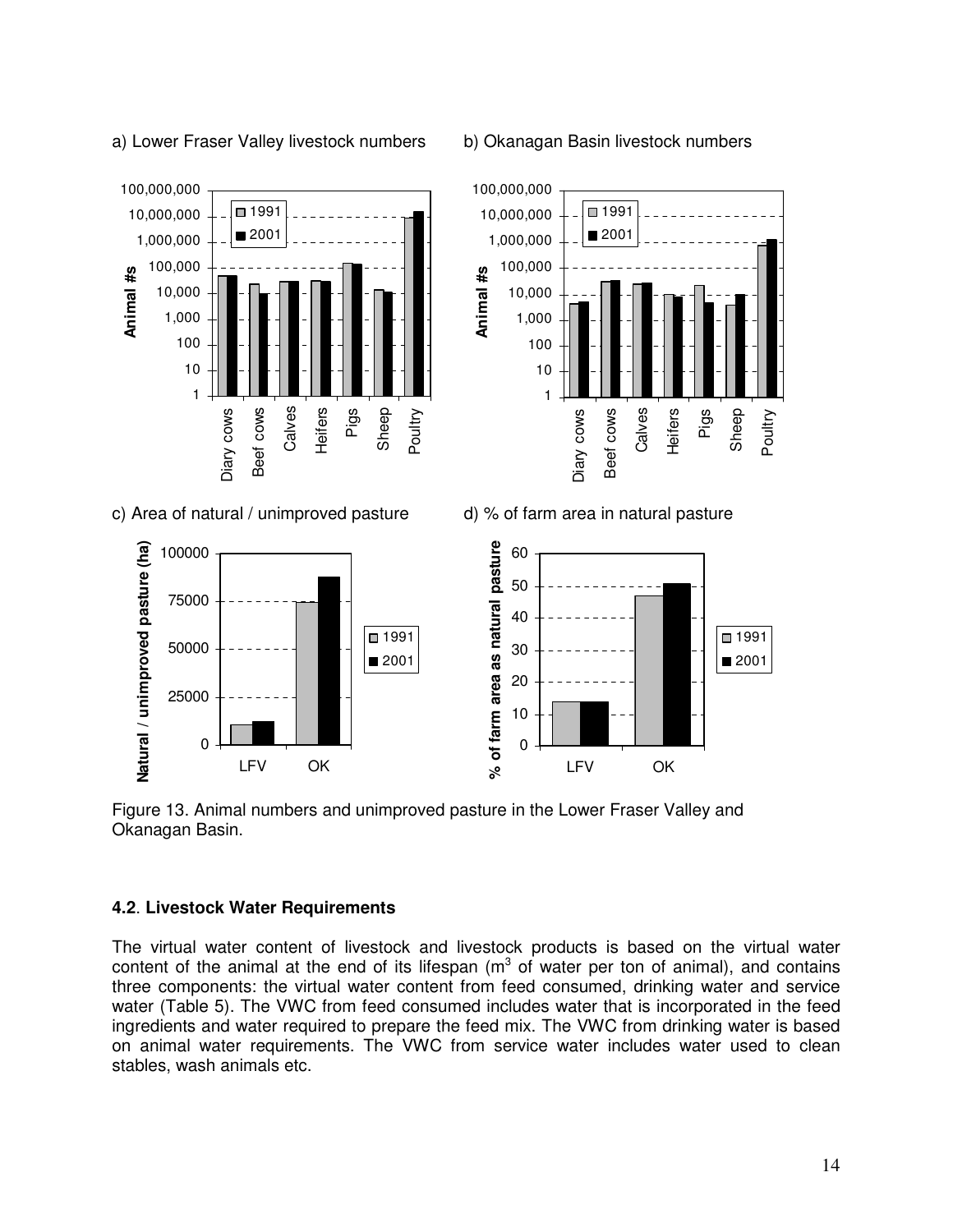a) Lower Fraser Valley livestock numbers

b) Okanagan Basin livestock numbers

c) Area of natural / unimproved pasture

d) % of farm area in natural pasture

Figure 13. Animal numbers and unimproved pasture in the Lower Fraser Valley and Okanagan Basin.

### 4.2. Livestock Water Requirements

The virtual water content of livestock and livestock products is based on the virtual water content of the animal at the end of its lifespan ($m^3$ of water per ton of animal), and contains three components: the virtual water content from feed consumed, drinking water and service water (Table 5). The VWC from feed consumed includes water that is incorporated in the feed ingredients and water required to prepare the feed mix. The VWC from drinking water is based on animal water requirements. The VWC from service water includes water used to clean stables, wash animals etc.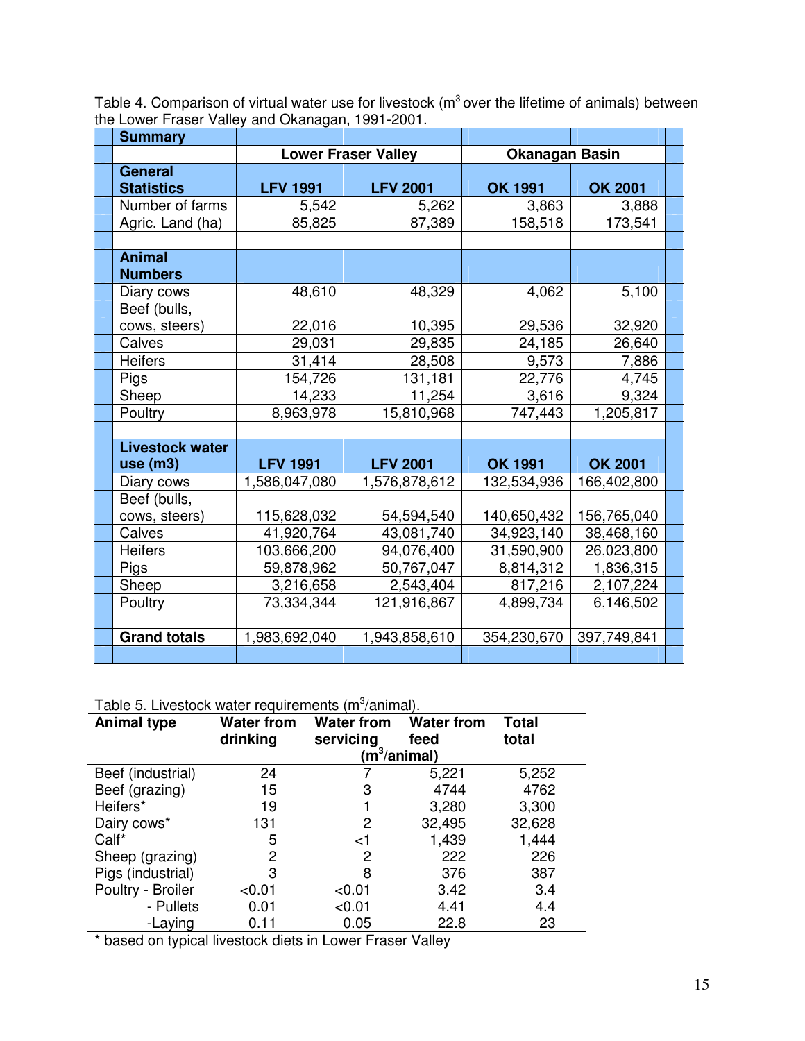Table 4. Comparison of virtual water use for livestock ($m^3$ over the lifetime of animals) between the Lower Fraser Valley and Okanagan, 1991-2001.

| **Summary** | | | | |
|---|---|---|---|---|
| | **Lower Fraser Valley** | | **Okanagan Basin** | |
| **General Statistics** | **LFV 1991** | **LFV 2001** | **OK 1991** | **OK 2001** |
| Number of farms | 5,542 | 5,262 | 3,863 | 3,888 |
| Agric. Land (ha) | 85,825 | 87,389 | 158,518 | 173,541 |
| | | | | |
| **Animal Numbers** | | | | |
| Diary cows | 48,610 | 48,329 | 4,062 | 5,100 |
| Beef (bulls, cows, steers) | 22,016 | 10,395 | 29,536 | 32,920 |
| Calves | 29,031 | 29,835 | 24,185 | 26,640 |
| Heifers | 31,414 | 28,508 | 9,573 | 7,886 |
| Pigs | 154,726 | 131,181 | 22,776 | 4,745 |
| Sheep | 14,233 | 11,254 | 3,616 | 9,324 |
| Poultry | 8,963,978 | 15,810,968 | 747,443 | 1,205,817 |
| | | | | |
| **Livestock water use (m3)** | **LFV 1991** | **LFV 2001** | **OK 1991** | **OK 2001** |
| Diary cows | 1,586,047,080 | 1,576,878,612 | 132,534,936 | 166,402,800 |
| Beef (bulls, cows, steers) | 115,628,032 | 54,594,540 | 140,650,432 | 156,765,040 |
| Calves | 41,920,764 | 43,081,740 | 34,923,140 | 38,468,160 |
| Heifers | 103,666,200 | 94,076,400 | 31,590,900 | 26,023,800 |
| Pigs | 59,878,962 | 50,767,047 | 8,814,312 | 1,836,315 |
| Sheep | 3,216,658 | 2,543,404 | 817,216 | 2,107,224 |
| Poultry | 73,334,344 | 121,916,867 | 4,899,734 | 6,146,502 |
| | | | | |
| **Grand totals** | 1,983,692,040 | 1,943,858,610 | 354,230,670 | 397,749,841 |

Table 5. Livestock water requirements ($m^3$/animal).

| Animal type | Water from drinking | Water from servicing | Water from feed | Total total |
|---|---|---|---|---|
| | | ($m^3$/animal) | | |
| Beef (industrial) | 24 | 7 | 5,221 | 5,252 |
| Beef (grazing) | 15 | 3 | 4744 | 4762 |
| Heifers* | 19 | 1 | 3,280 | 3,300 |
| Dairy cows* | 131 | 2 | 32,495 | 32,628 |
| Calf* | 5 | <1 | 1,439 | 1,444 |
| Sheep (grazing) | 2 | 2 | 222 | 226 |
| Pigs (industrial) | 3 | 8 | 376 | 387 |
| Poultry - Broiler | <0.01 | <0.01 | 3.42 | 3.4 |
| - Pullets | 0.01 | <0.01 | 4.41 | 4.4 |
| -Laying | 0.11 | 0.05 | 22.8 | 23 |

* based on typical livestock diets in Lower Fraser Valley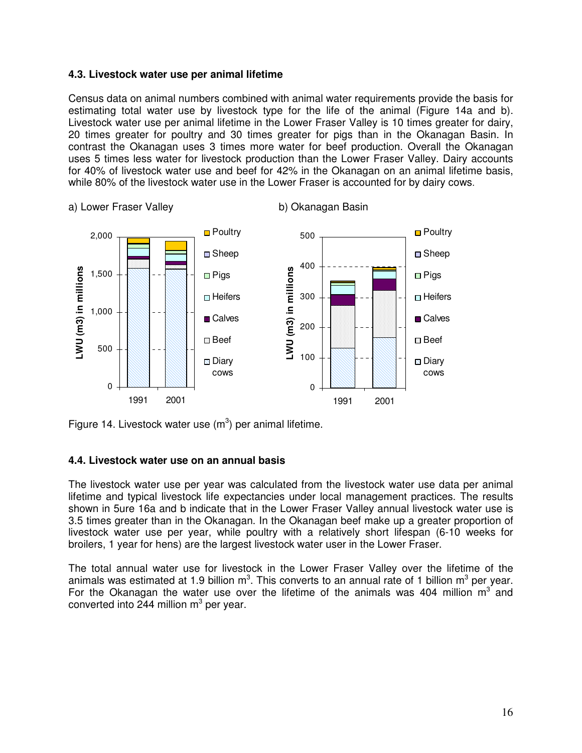### 4.3. Livestock water use per animal lifetime

Census data on animal numbers combined with animal water requirements provide the basis for estimating total water use by livestock type for the life of the animal (Figure 14a and b). Livestock water use per animal lifetime in the Lower Fraser Valley is 10 times greater for dairy, 20 times greater for poultry and 30 times greater for pigs than in the Okanagan Basin. In contrast the Okanagan uses 3 times more water for beef production. Overall the Okanagan uses 5 times less water for livestock production than the Lower Fraser Valley. Dairy accounts for 40% of livestock water use and beef for 42% in the Okanagan on an animal lifetime basis, while 80% of the livestock water use in the Lower Fraser is accounted for by dairy cows.

a) Lower Fraser Valley b) Okanagan Basin

Figure 14. Livestock water use ($m^3$) per animal lifetime.

### 4.4. Livestock water use on an annual basis

The livestock water use per year was calculated from the livestock water use data per animal lifetime and typical livestock life expectancies under local management practices. The results shown in 5ure 16a and b indicate that in the Lower Fraser Valley annual livestock water use is 3.5 times greater than in the Okanagan. In the Okanagan beef make up a greater proportion of livestock water use per year, while poultry with a relatively short lifespan (6-10 weeks for broilers, 1 year for hens) are the largest livestock water user in the Lower Fraser.

The total annual water use for livestock in the Lower Fraser Valley over the lifetime of the animals was estimated at 1.9 billion $m^3$. This converts to an annual rate of 1 billion $m^3$ per year. For the Okanagan the water use over the lifetime of the animals was 404 million $m^3$ and converted into 244 million $m^3$ per year.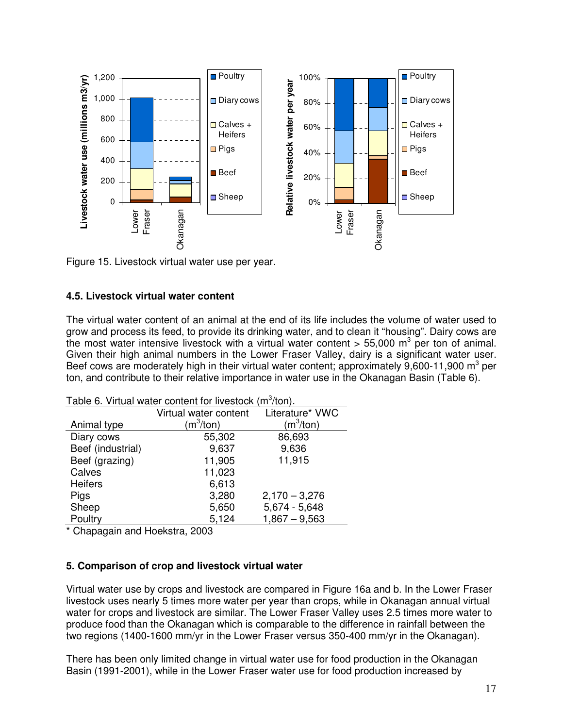Figure 15. Livestock virtual water use per year.

### 4.5. Livestock virtual water content

The virtual water content of an animal at the end of its life includes the volume of water used to grow and process its feed, to provide its drinking water, and to clean it "housing". Dairy cows are the most water intensive livestock with a virtual water content > 55,000 $m^3$ per ton of animal. Given their high animal numbers in the Lower Fraser Valley, dairy is a significant water user. Beef cows are moderately high in their virtual water content; approximately 9,600-11,900 $m^3$ per ton, and contribute to their relative importance in water use in the Okanagan Basin (Table 6).

Table 6. Virtual water content for livestock ($m^3$/ton).

| Animal type | Virtual water content ($m^3$/ton) | Literature* VWC ($m^3$/ton) |
|---|---|---|
| Diary cows | 55,302 | 86,693 |
| Beef (industrial) | 9,637 | 9,636 |
| Beef (grazing) | 11,905 | 11,915 |
| Calves | 11,023 | |
| Heifers | 6,613 | |
| Pigs | 3,280 | 2,170 – 3,276 |
| Sheep | 5,650 | 5,674 - 5,648 |
| Poultry | 5,124 | 1,867 – 9,563 |

* Chapagain and Hoekstra, 2003

## 5. Comparison of crop and livestock virtual water

Virtual water use by crops and livestock are compared in Figure 16a and b. In the Lower Fraser livestock uses nearly 5 times more water per year than crops, while in Okanagan annual virtual water for crops and livestock are similar. The Lower Fraser Valley uses 2.5 times more water to produce food than the Okanagan which is comparable to the difference in rainfall between the two regions (1400-1600 mm/yr in the Lower Fraser versus 350-400 mm/yr in the Okanagan).

There has been only limited change in virtual water use for food production in the Okanagan Basin (1991-2001), while in the Lower Fraser water use for food production increased by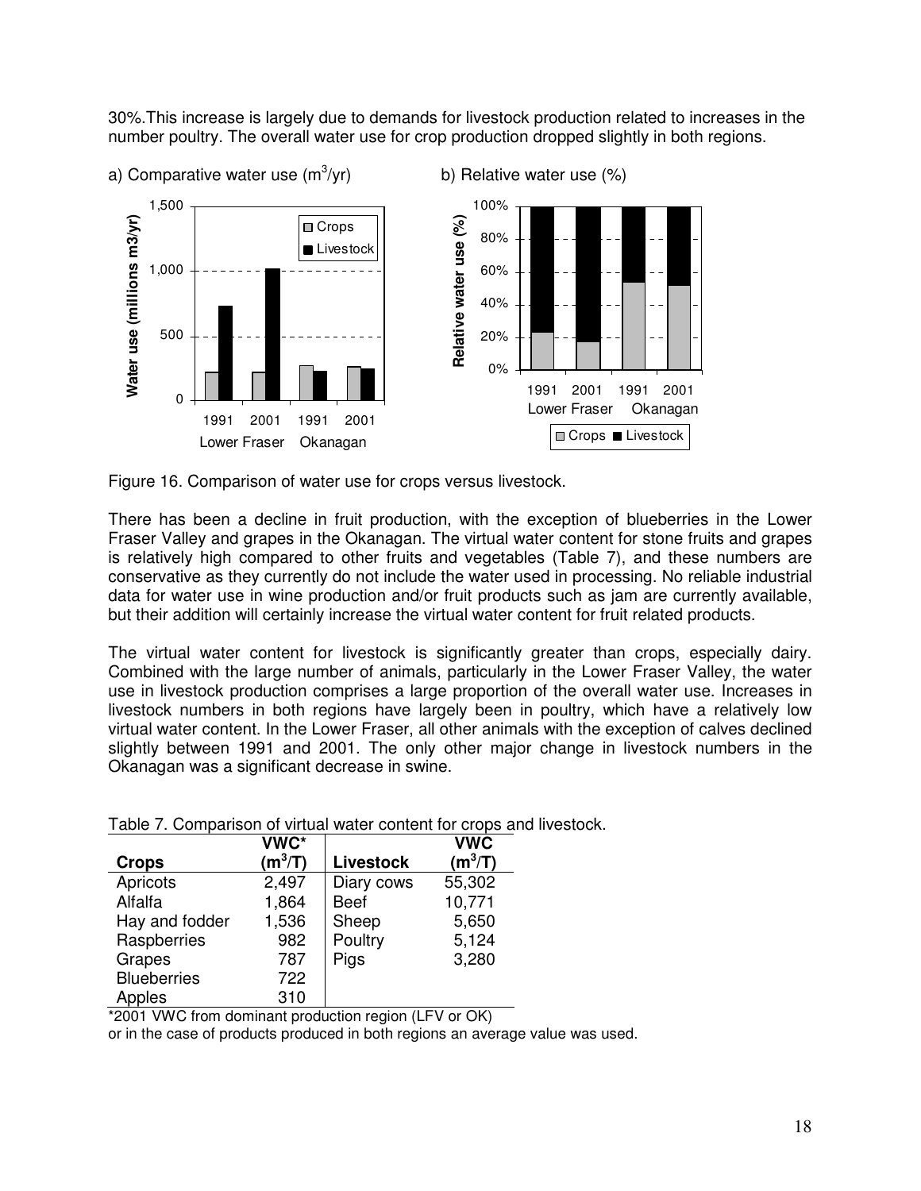30%.This increase is largely due to demands for livestock production related to increases in the number poultry. The overall water use for crop production dropped slightly in both regions.

a) Comparative water use ($m^3$/yr)

b) Relative water use (%)

Figure 16. Comparison of water use for crops versus livestock.

There has been a decline in fruit production, with the exception of blueberries in the Lower Fraser Valley and grapes in the Okanagan. The virtual water content for stone fruits and grapes is relatively high compared to other fruits and vegetables (Table 7), and these numbers are conservative as they currently do not include the water used in processing. No reliable industrial data for water use in wine production and/or fruit products such as jam are currently available, but their addition will certainly increase the virtual water content for fruit related products.

The virtual water content for livestock is significantly greater than crops, especially dairy. Combined with the large number of animals, particularly in the Lower Fraser Valley, the water use in livestock production comprises a large proportion of the overall water use. Increases in livestock numbers in both regions have largely been in poultry, which have a relatively low virtual water content. In the Lower Fraser, all other animals with the exception of calves declined slightly between 1991 and 2001. The only other major change in livestock numbers in the Okanagan was a significant decrease in swine.

Table 7. Comparison of virtual water content for crops and livestock.

| Crops | VWC* ($m^3$/T) | Livestock | VWC ($m^3$/T) |
|---|---|---|---|
| Apricots | 2,497 | Diary cows | 55,302 |
| Alfalfa | 1,864 | Beef | 10,771 |
| Hay and fodder | 1,536 | Sheep | 5,650 |
| Raspberries | 982 | Poultry | 5,124 |
| Grapes | 787 | Pigs | 3,280 |
| Blueberries | 722 | | |
| Apples | 310 | | |

*2001 VWC from dominant production region (LFV or OK) or in the case of products produced in both regions an average value was used.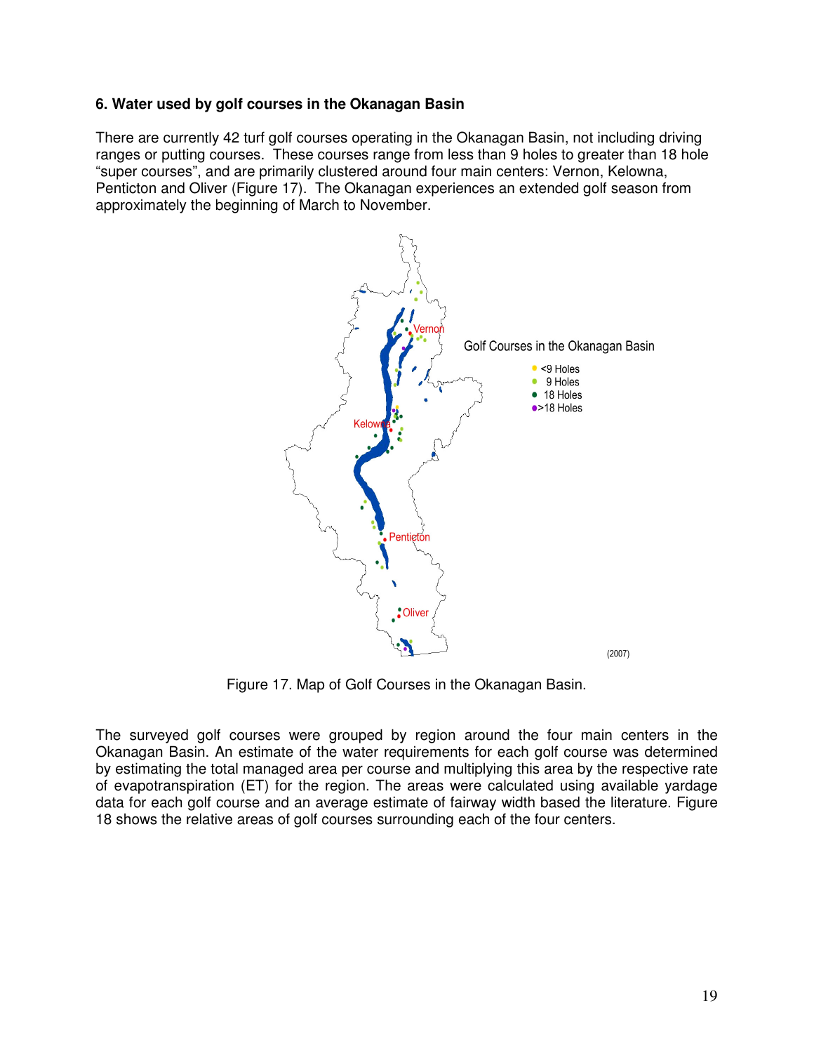### 6. Water used by golf courses in the Okanagan Basin

There are currently 42 turf golf courses operating in the Okanagan Basin, not including driving ranges or putting courses. These courses range from less than 9 holes to greater than 18 hole "super courses", and are primarily clustered around four main centers: Vernon, Kelowna, Penticton and Oliver (Figure 17). The Okanagan experiences an extended golf season from approximately the beginning of March to November.

Figure 17. Map of Golf Courses in the Okanagan Basin.

The surveyed golf courses were grouped by region around the four main centers in the Okanagan Basin. An estimate of the water requirements for each golf course was determined by estimating the total managed area per course and multiplying this area by the respective rate of evapotranspiration (ET) for the region. The areas were calculated using available yardage data for each golf course and an average estimate of fairway width based the literature. Figure 18 shows the relative areas of golf courses surrounding each of the four centers.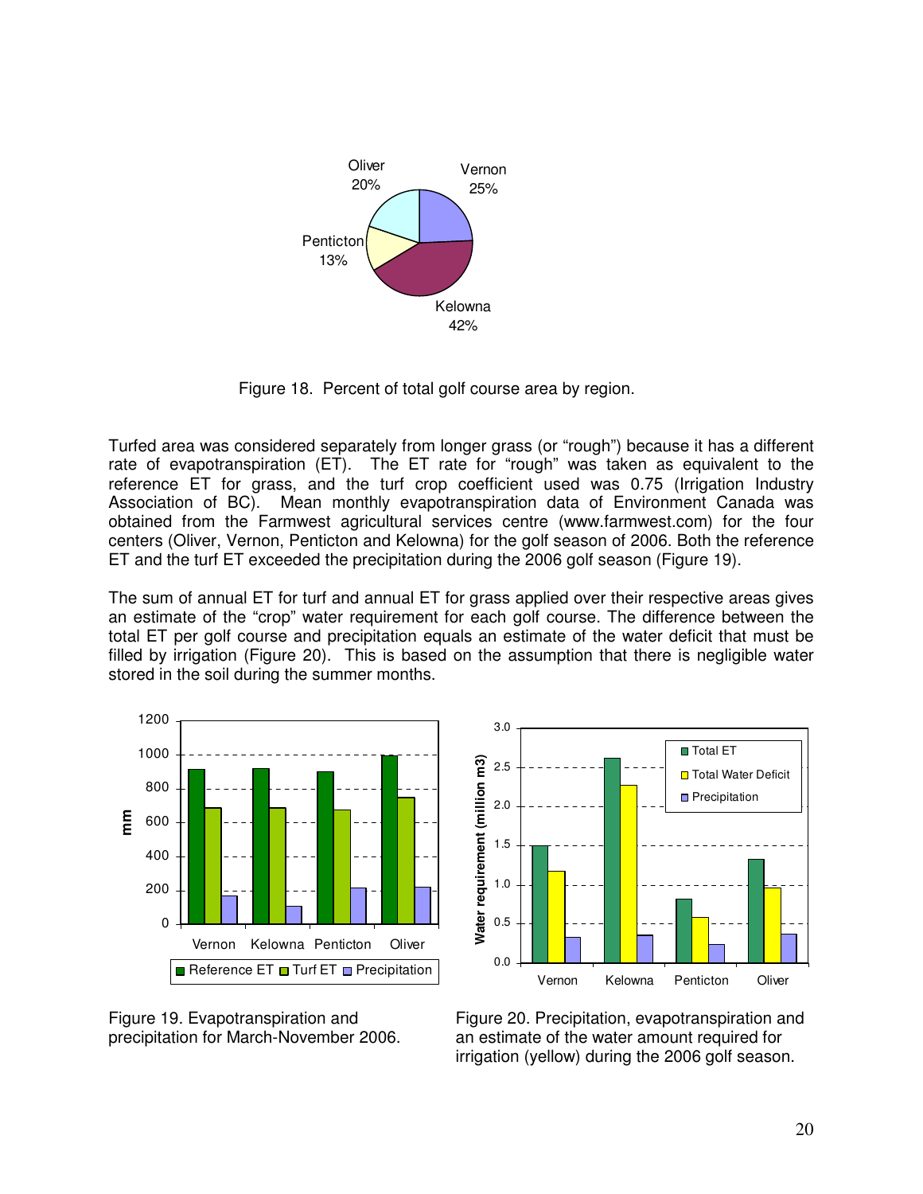Figure 18. Percent of total golf course area by region.

Turfed area was considered separately from longer grass (or "rough") because it has a different rate of evapotranspiration (ET). The ET rate for "rough" was taken as equivalent to the reference ET for grass, and the turf crop coefficient used was 0.75 (Irrigation Industry Association of BC). Mean monthly evapotranspiration data of Environment Canada was obtained from the Farmwest agricultural services centre (www.farmwest.com) for the four centers (Oliver, Vernon, Penticton and Kelowna) for the golf season of 2006. Both the reference ET and the turf ET exceeded the precipitation during the 2006 golf season (Figure 19).

The sum of annual ET for turf and annual ET for grass applied over their respective areas gives an estimate of the "crop" water requirement for each golf course. The difference between the total ET per golf course and precipitation equals an estimate of the water deficit that must be filled by irrigation (Figure 20). This is based on the assumption that there is negligible water stored in the soil during the summer months.

Figure 19. Evapotranspiration and precipitation for March-November 2006.

Figure 20. Precipitation, evapotranspiration and an estimate of the water amount required for irrigation (yellow) during the 2006 golf season.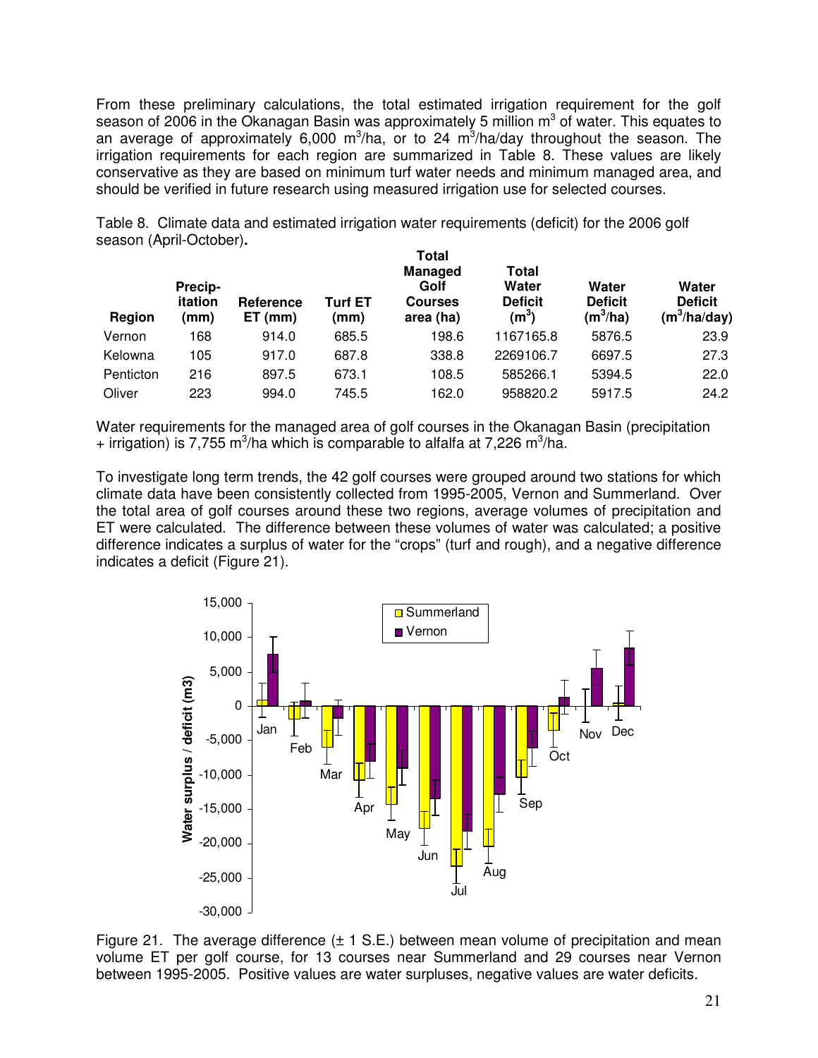From these preliminary calculations, the total estimated irrigation requirement for the golf season of 2006 in the Okanagan Basin was approximately 5 million $m^3$ of water. This equates to an average of approximately 6,000 $m^3$/ha, or to 24 $m^3$/ha/day throughout the season. The irrigation requirements for each region are summarized in Table 8. These values are likely conservative as they are based on minimum turf water needs and minimum managed area, and should be verified in future research using measured irrigation use for selected courses.

Table 8. Climate data and estimated irrigation water requirements (deficit) for the 2006 golf season (April-October).

| Region | Precip-itation (mm) | Reference ET (mm) | Turf ET (mm) | Total Managed Golf Courses area (ha) | Total Water Deficit ($m^3$) | Water Deficit ($m^3$/ha) | Water Deficit ($m^3$/ha/day) |
|---|---|---|---|---|---|---|---|
| Vernon | 168 | 914.0 | 685.5 | 198.6 | 1167165.8 | 5876.5 | 23.9 |
| Kelowna | 105 | 917.0 | 687.8 | 338.8 | 2269106.7 | 6697.5 | 27.3 |
| Penticton | 216 | 897.5 | 673.1 | 108.5 | 585266.1 | 5394.5 | 22.0 |
| Oliver | 223 | 994.0 | 745.5 | 162.0 | 958820.2 | 5917.5 | 24.2 |

Water requirements for the managed area of golf courses in the Okanagan Basin (precipitation + irrigation) is 7,755 $m^3$/ha which is comparable to alfalfa at 7,226 $m^3$/ha.

To investigate long term trends, the 42 golf courses were grouped around two stations for which climate data have been consistently collected from 1995-2005, Vernon and Summerland. Over the total area of golf courses around these two regions, average volumes of precipitation and ET were calculated. The difference between these volumes of water was calculated; a positive difference indicates a surplus of water for the "crops" (turf and rough), and a negative difference indicates a deficit (Figure 21).

Figure 21. The average difference (± 1 S.E.) between mean volume of precipitation and mean volume ET per golf course, for 13 courses near Summerland and 29 courses near Vernon between 1995-2005. Positive values are water surpluses, negative values are water deficits.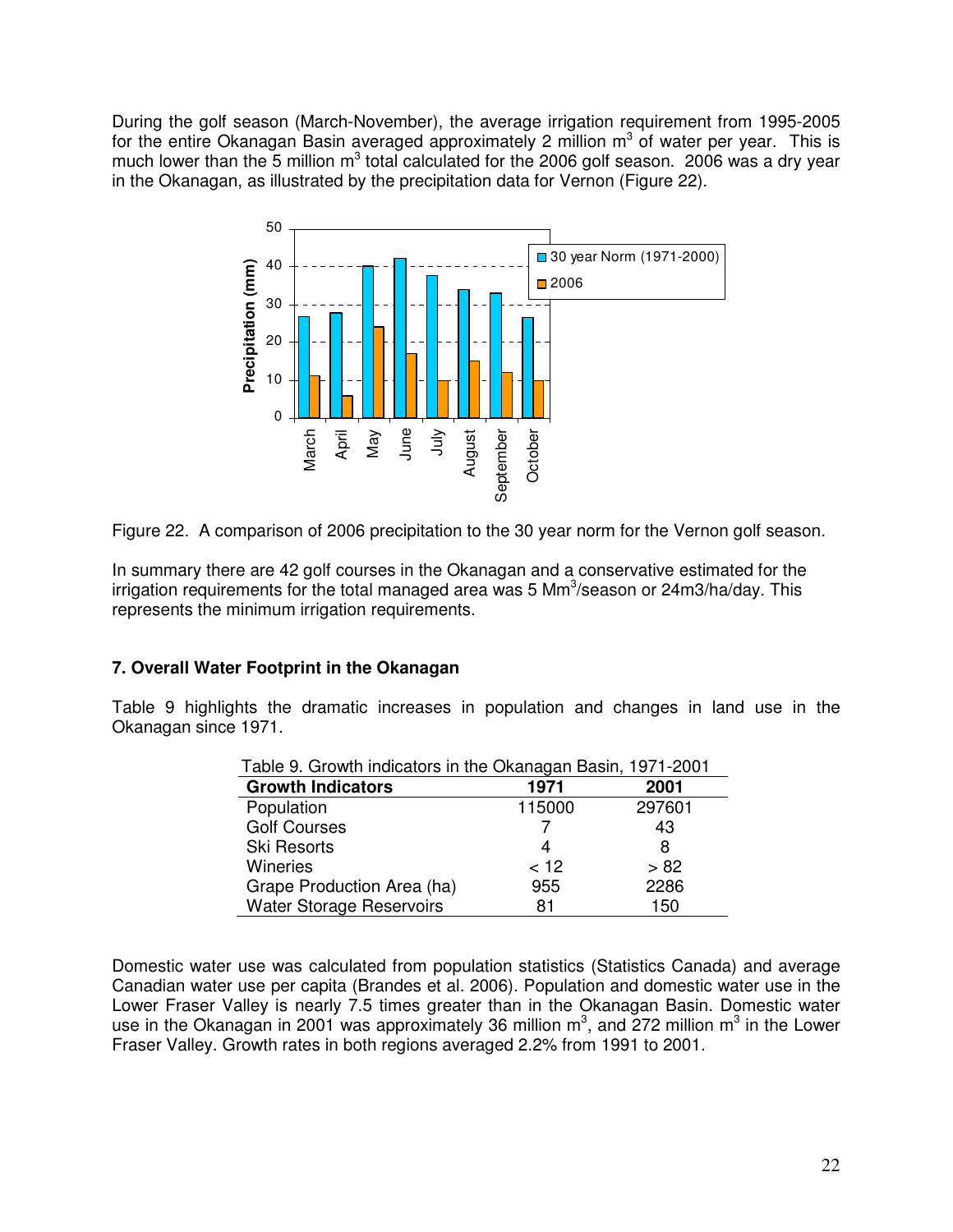During the golf season (March-November), the average irrigation requirement from 1995-2005 for the entire Okanagan Basin averaged approximately 2 million $m^3$ of water per year. This is much lower than the 5 million $m^3$ total calculated for the 2006 golf season. 2006 was a dry year in the Okanagan, as illustrated by the precipitation data for Vernon (Figure 22).

Figure 22. A comparison of 2006 precipitation to the 30 year norm for the Vernon golf season.

In summary there are 42 golf courses in the Okanagan and a conservative estimated for the irrigation requirements for the total managed area was 5 $Mm^3$/season or 24m3/ha/day. This represents the minimum irrigation requirements.

### 7. Overall Water Footprint in the Okanagan

Table 9 highlights the dramatic increases in population and changes in land use in the Okanagan since 1971.

Table 9. Growth indicators in the Okanagan Basin, 1971-2001

| Growth Indicators | 1971 | 2001 |
|---|---|---|
| Population | 115000 | 297601 |
| Golf Courses | 7 | 43 |
| Ski Resorts | 4 | 8 |
| Wineries | < 12 | > 82 |
| Grape Production Area (ha) | 955 | 2286 |
| Water Storage Reservoirs | 81 | 150 |

Domestic water use was calculated from population statistics (Statistics Canada) and average Canadian water use per capita (Brandes et al. 2006). Population and domestic water use in the Lower Fraser Valley is nearly 7.5 times greater than in the Okanagan Basin. Domestic water use in the Okanagan in 2001 was approximately 36 million $m^3$, and 272 million $m^3$ in the Lower Fraser Valley. Growth rates in both regions averaged 2.2% from 1991 to 2001.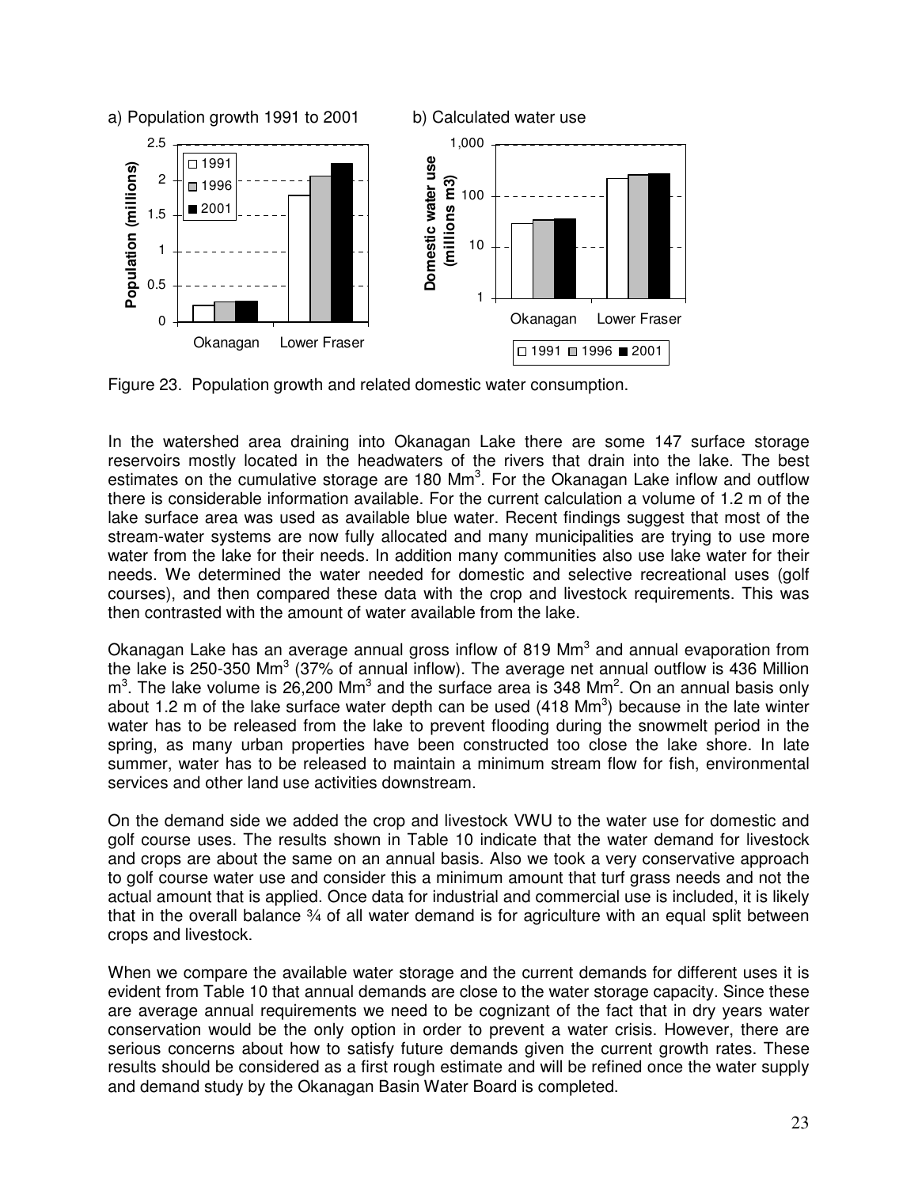a) Population growth 1991 to 2001

b) Calculated water use

Figure 23. Population growth and related domestic water consumption.

In the watershed area draining into Okanagan Lake there are some 147 surface storage reservoirs mostly located in the headwaters of the rivers that drain into the lake. The best estimates on the cumulative storage are 180 $Mm^3$. For the Okanagan Lake inflow and outflow there is considerable information available. For the current calculation a volume of 1.2 m of the lake surface area was used as available blue water. Recent findings suggest that most of the stream-water systems are now fully allocated and many municipalities are trying to use more water from the lake for their needs. In addition many communities also use lake water for their needs. We determined the water needed for domestic and selective recreational uses (golf courses), and then compared these data with the crop and livestock requirements. This was then contrasted with the amount of water available from the lake.

Okanagan Lake has an average annual gross inflow of 819 $Mm^3$ and annual evaporation from the lake is 250-350 $Mm^3$ (37% of annual inflow). The average net annual outflow is 436 Million $m^3$. The lake volume is 26,200 $Mm^3$ and the surface area is 348 $Mm^2$. On an annual basis only about 1.2 m of the lake surface water depth can be used (418 $Mm^3$) because in the late winter water has to be released from the lake to prevent flooding during the snowmelt period in the spring, as many urban properties have been constructed too close the lake shore. In late summer, water has to be released to maintain a minimum stream flow for fish, environmental services and other land use activities downstream.

On the demand side we added the crop and livestock VWU to the water use for domestic and golf course uses. The results shown in Table 10 indicate that the water demand for livestock and crops are about the same on an annual basis. Also we took a very conservative approach to golf course water use and consider this a minimum amount that turf grass needs and not the actual amount that is applied. Once data for industrial and commercial use is included, it is likely that in the overall balance ¾ of all water demand is for agriculture with an equal split between crops and livestock.

When we compare the available water storage and the current demands for different uses it is evident from Table 10 that annual demands are close to the water storage capacity. Since these are average annual requirements we need to be cognizant of the fact that in dry years water conservation would be the only option in order to prevent a water crisis. However, there are serious concerns about how to satisfy future demands given the current growth rates. These results should be considered as a first rough estimate and will be refined once the water supply and demand study by the Okanagan Basin Water Board is completed.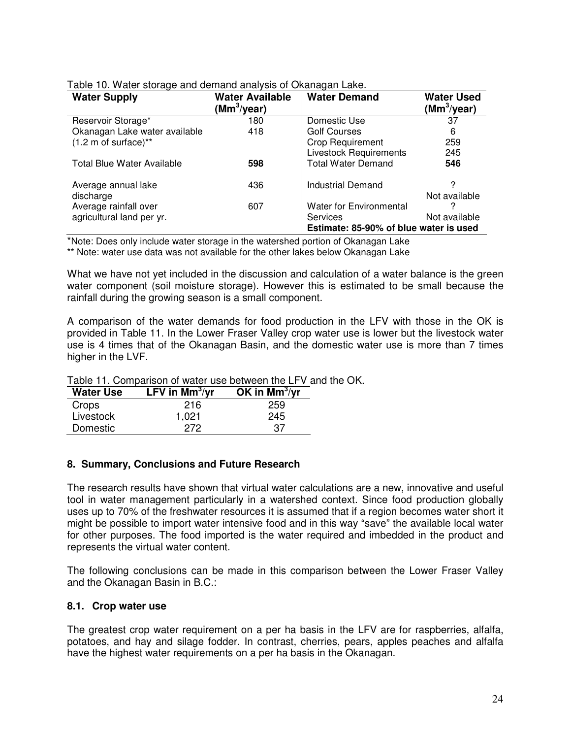Table 10. Water storage and demand analysis of Okanagan Lake.

| Water Supply | Water Available ($Mm^3$/year) | Water Demand | Water Used ($Mm^3$/year) |
|---|---|---|---|
| Reservoir Storage* | 180 | Domestic Use | 37 |
| Okanagan Lake water available (1.2 m of surface)** | 418 | Golf Courses | 6 |
| | | Crop Requirement | 259 |
| | | Livestock Requirements | 245 |
| Total Blue Water Available | **598** | Total Water Demand | **546** |
| Average annual lake discharge | 436 | Industrial Demand | ? Not available |
| Average rainfall over agricultural land per yr. | 607 | Water for Environmental Services | ? Not available |
| | | **Estimate: 85-90% of blue water is used** | |

*Note: Does only include water storage in the watershed portion of Okanagan Lake

** Note: water use data was not available for the other lakes below Okanagan Lake

What we have not yet included in the discussion and calculation of a water balance is the green water component (soil moisture storage). However this is estimated to be small because the rainfall during the growing season is a small component.

A comparison of the water demands for food production in the LFV with those in the OK is provided in Table 11. In the Lower Fraser Valley crop water use is lower but the livestock water use is 4 times that of the Okanagan Basin, and the domestic water use is more than 7 times higher in the LVF.

Table 11. Comparison of water use between the LFV and the OK.

| Water Use | LFV in $Mm^3$/yr | OK in $Mm^3$/yr |
|---|---|---|
| Crops | 216 | 259 |
| Livestock | 1,021 | 245 |
| Domestic | 272 | 37 |

## 8. Summary, Conclusions and Future Research

The research results have shown that virtual water calculations are a new, innovative and useful tool in water management particularly in a watershed context. Since food production globally uses up to 70% of the freshwater resources it is assumed that if a region becomes water short it might be possible to import water intensive food and in this way "save" the available local water for other purposes. The food imported is the water required and imbedded in the product and represents the virtual water content.

The following conclusions can be made in this comparison between the Lower Fraser Valley and the Okanagan Basin in B.C.:

### 8.1. Crop water use

The greatest crop water requirement on a per ha basis in the LFV are for raspberries, alfalfa, potatoes, and hay and silage fodder. In contrast, cherries, pears, apples peaches and alfalfa have the highest water requirements on a per ha basis in the Okanagan.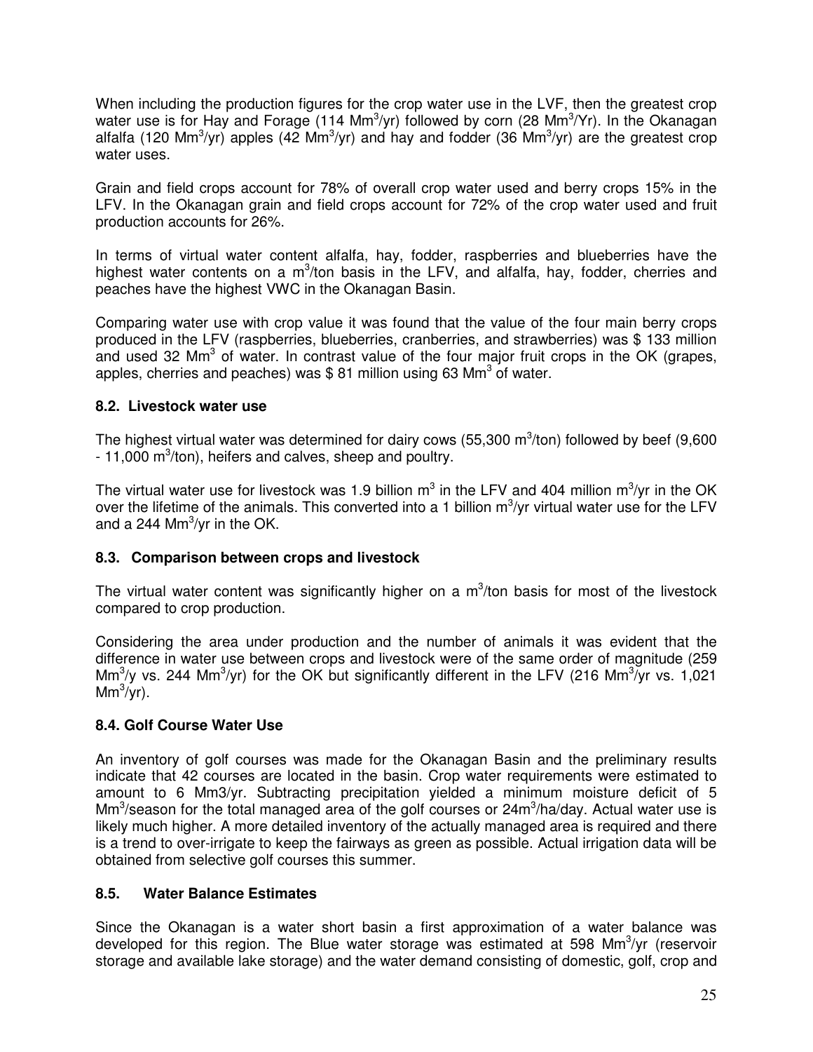When including the production figures for the crop water use in the LVF, then the greatest crop water use is for Hay and Forage (114 Mm$^3$/yr) followed by corn (28 Mm$^3$/Yr). In the Okanagan alfalfa (120 Mm$^3$/yr) apples (42 Mm$^3$/yr) and hay and fodder (36 Mm$^3$/yr) are the greatest crop water uses.

Grain and field crops account for 78% of overall crop water used and berry crops 15% in the LFV. In the Okanagan grain and field crops account for 72% of the crop water used and fruit production accounts for 26%.

In terms of virtual water content alfalfa, hay, fodder, raspberries and blueberries have the highest water contents on a m$^3$/ton basis in the LFV, and alfalfa, hay, fodder, cherries and peaches have the highest VWC in the Okanagan Basin.

Comparing water use with crop value it was found that the value of the four main berry crops produced in the LFV (raspberries, blueberries, cranberries, and strawberries) was $ 133 million and used 32 Mm$^3$ of water. In contrast value of the four major fruit crops in the OK (grapes, apples, cherries and peaches) was $ 81 million using 63 Mm$^3$ of water.

### 8.2. Livestock water use

The highest virtual water was determined for dairy cows (55,300 m$^3$/ton) followed by beef (9,600 - 11,000 m$^3$/ton), heifers and calves, sheep and poultry.

The virtual water use for livestock was 1.9 billion m$^3$ in the LFV and 404 million m$^3$/yr in the OK over the lifetime of the animals. This converted into a 1 billion m$^3$/yr virtual water use for the LFV and a 244 Mm$^3$/yr in the OK.

### 8.3. Comparison between crops and livestock

The virtual water content was significantly higher on a m$^3$/ton basis for most of the livestock compared to crop production.

Considering the area under production and the number of animals it was evident that the difference in water use between crops and livestock were of the same order of magnitude (259 Mm$^3$/y vs. 244 Mm$^3$/yr) for the OK but significantly different in the LFV (216 Mm$^3$/yr vs. 1,021 Mm$^3$/yr).

### 8.4. Golf Course Water Use

An inventory of golf courses was made for the Okanagan Basin and the preliminary results indicate that 42 courses are located in the basin. Crop water requirements were estimated to amount to 6 Mm3/yr. Subtracting precipitation yielded a minimum moisture deficit of 5 Mm$^3$/season for the total managed area of the golf courses or 24m$^3$/ha/day. Actual water use is likely much higher. A more detailed inventory of the actually managed area is required and there is a trend to over-irrigate to keep the fairways as green as possible. Actual irrigation data will be obtained from selective golf courses this summer.

### 8.5. Water Balance Estimates

Since the Okanagan is a water short basin a first approximation of a water balance was developed for this region. The Blue water storage was estimated at 598 Mm$^3$/yr (reservoir storage and available lake storage) and the water demand consisting of domestic, golf, crop and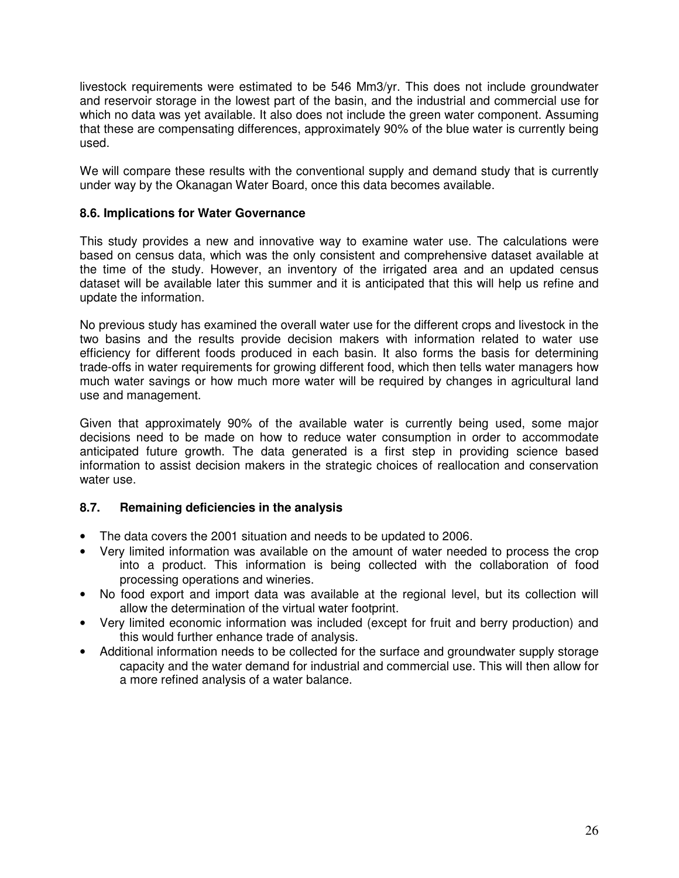livestock requirements were estimated to be 546 Mm3/yr. This does not include groundwater and reservoir storage in the lowest part of the basin, and the industrial and commercial use for which no data was yet available. It also does not include the green water component. Assuming that these are compensating differences, approximately 90% of the blue water is currently being used.

We will compare these results with the conventional supply and demand study that is currently under way by the Okanagan Water Board, once this data becomes available.

### 8.6. Implications for Water Governance

This study provides a new and innovative way to examine water use. The calculations were based on census data, which was the only consistent and comprehensive dataset available at the time of the study. However, an inventory of the irrigated area and an updated census dataset will be available later this summer and it is anticipated that this will help us refine and update the information.

No previous study has examined the overall water use for the different crops and livestock in the two basins and the results provide decision makers with information related to water use efficiency for different foods produced in each basin. It also forms the basis for determining trade-offs in water requirements for growing different food, which then tells water managers how much water savings or how much more water will be required by changes in agricultural land use and management.

Given that approximately 90% of the available water is currently being used, some major decisions need to be made on how to reduce water consumption in order to accommodate anticipated future growth. The data generated is a first step in providing science based information to assist decision makers in the strategic choices of reallocation and conservation water use.

### 8.7. Remaining deficiencies in the analysis

- The data covers the 2001 situation and needs to be updated to 2006.
- Very limited information was available on the amount of water needed to process the crop into a product. This information is being collected with the collaboration of food processing operations and wineries.
- No food export and import data was available at the regional level, but its collection will allow the determination of the virtual water footprint.
- Very limited economic information was included (except for fruit and berry production) and this would further enhance trade of analysis.
- Additional information needs to be collected for the surface and groundwater supply storage capacity and the water demand for industrial and commercial use. This will then allow for a more refined analysis of a water balance.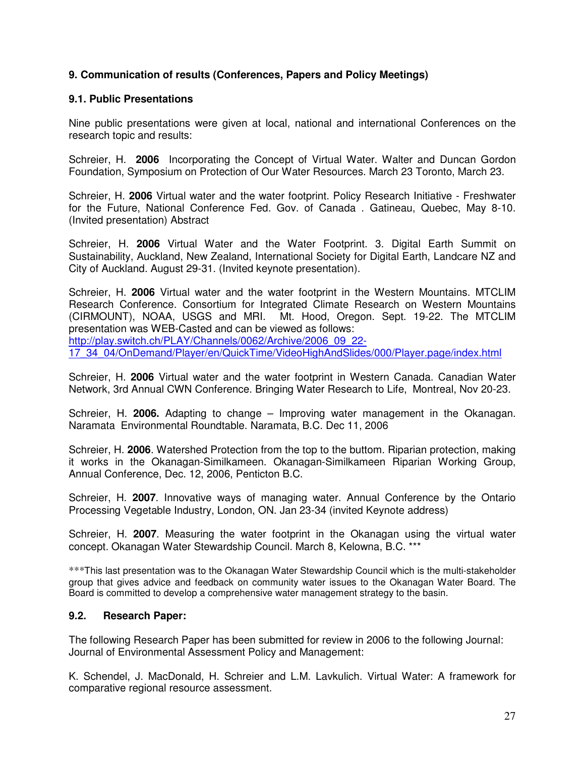### 9. Communication of results (Conferences, Papers and Policy Meetings)

### 9.1. Public Presentations

Nine public presentations were given at local, national and international Conferences on the research topic and results:

Schreier, H. **2006** Incorporating the Concept of Virtual Water. Walter and Duncan Gordon Foundation, Symposium on Protection of Our Water Resources. March 23 Toronto, March 23.

Schreier, H. **2006** Virtual water and the water footprint. Policy Research Initiative - Freshwater for the Future, National Conference Fed. Gov. of Canada . Gatineau, Quebec, May 8-10. (Invited presentation) Abstract

Schreier, H. **2006** Virtual Water and the Water Footprint. 3. Digital Earth Summit on Sustainability, Auckland, New Zealand, International Society for Digital Earth, Landcare NZ and City of Auckland. August 29-31. (Invited keynote presentation).

Schreier, H. **2006** Virtual water and the water footprint in the Western Mountains. MTCLIM Research Conference. Consortium for Integrated Climate Research on Western Mountains (CIRMOUNT), NOAA, USGS and MRI. Mt. Hood, Oregon. Sept. 19-22. The MTCLIM presentation was WEB-Casted and can be viewed as follows: http://play.switch.ch/PLAY/Channels/0062/Archive/2006_09_22-17_34_04/OnDemand/Player/en/QuickTime/VideoHighAndSlides/000/Player.page/index.html

Schreier, H. **2006** Virtual water and the water footprint in Western Canada. Canadian Water Network, 3rd Annual CWN Conference. Bringing Water Research to Life, Montreal, Nov 20-23.

Schreier, H. **2006.** Adapting to change – Improving water management in the Okanagan. Naramata Environmental Roundtable. Naramata, B.C. Dec 11, 2006

Schreier, H. **2006**. Watershed Protection from the top to the buttom. Riparian protection, making it works in the Okanagan-Similkameen. Okanagan-Similkameen Riparian Working Group, Annual Conference, Dec. 12, 2006, Penticton B.C.

Schreier, H. **2007**. Innovative ways of managing water. Annual Conference by the Ontario Processing Vegetable Industry, London, ON. Jan 23-34 (invited Keynote address)

Schreier, H. **2007**. Measuring the water footprint in the Okanagan using the virtual water concept. Okanagan Water Stewardship Council. March 8, Kelowna, B.C. ***

***This last presentation was to the Okanagan Water Stewardship Council which is the multi-stakeholder group that gives advice and feedback on community water issues to the Okanagan Water Board. The Board is committed to develop a comprehensive water management strategy to the basin.

### 9.2. Research Paper:

The following Research Paper has been submitted for review in 2006 to the following Journal: Journal of Environmental Assessment Policy and Management:

K. Schendel, J. MacDonald, H. Schreier and L.M. Lavkulich. Virtual Water: A framework for comparative regional resource assessment.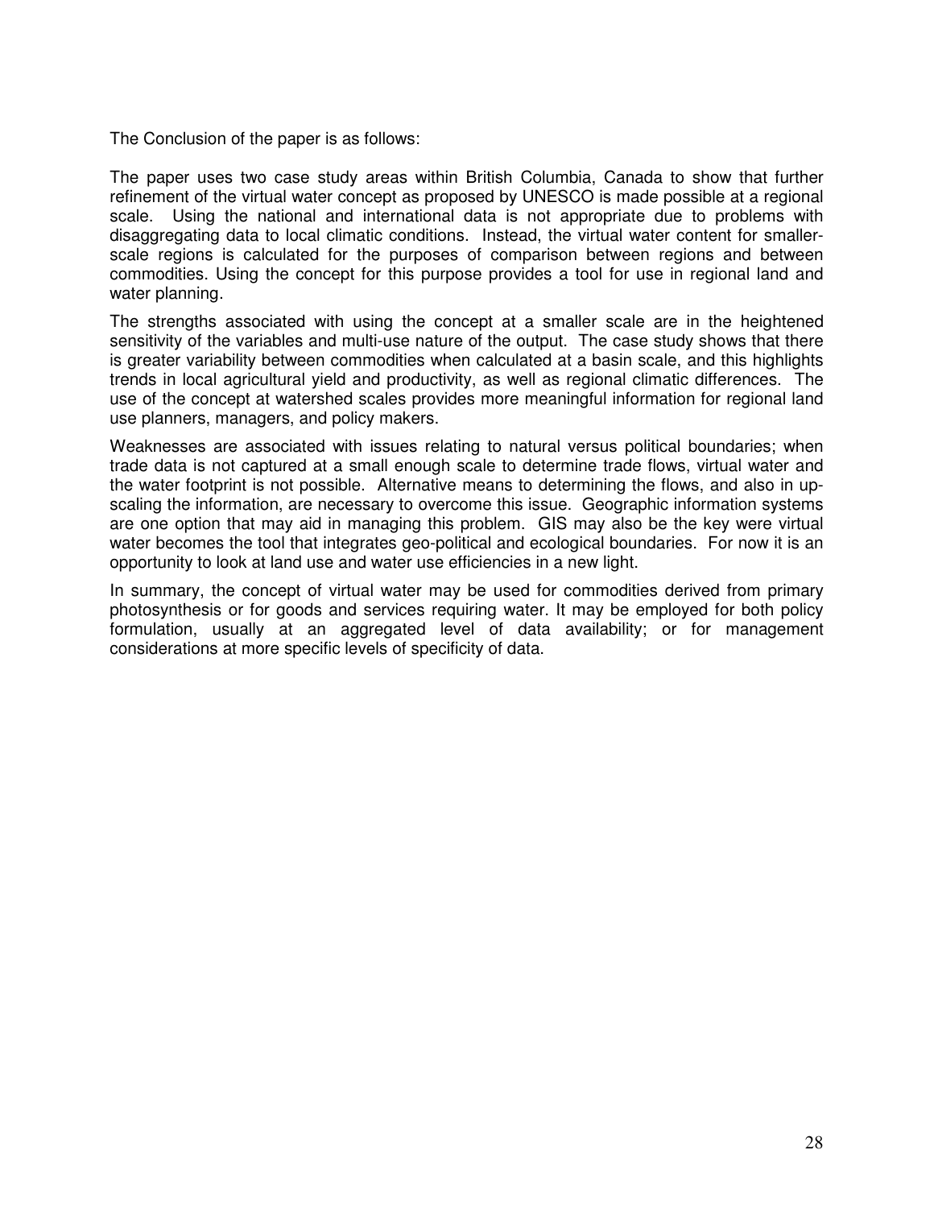The Conclusion of the paper is as follows:

The paper uses two case study areas within British Columbia, Canada to show that further refinement of the virtual water concept as proposed by UNESCO is made possible at a regional scale. Using the national and international data is not appropriate due to problems with disaggregating data to local climatic conditions. Instead, the virtual water content for smaller-scale regions is calculated for the purposes of comparison between regions and between commodities. Using the concept for this purpose provides a tool for use in regional land and water planning.

The strengths associated with using the concept at a smaller scale are in the heightened sensitivity of the variables and multi-use nature of the output. The case study shows that there is greater variability between commodities when calculated at a basin scale, and this highlights trends in local agricultural yield and productivity, as well as regional climatic differences. The use of the concept at watershed scales provides more meaningful information for regional land use planners, managers, and policy makers.

Weaknesses are associated with issues relating to natural versus political boundaries; when trade data is not captured at a small enough scale to determine trade flows, virtual water and the water footprint is not possible. Alternative means to determining the flows, and also in up-scaling the information, are necessary to overcome this issue. Geographic information systems are one option that may aid in managing this problem. GIS may also be the key were virtual water becomes the tool that integrates geo-political and ecological boundaries. For now it is an opportunity to look at land use and water use efficiencies in a new light.

In summary, the concept of virtual water may be used for commodities derived from primary photosynthesis or for goods and services requiring water. It may be employed for both policy formulation, usually at an aggregated level of data availability; or for management considerations at more specific levels of specificity of data.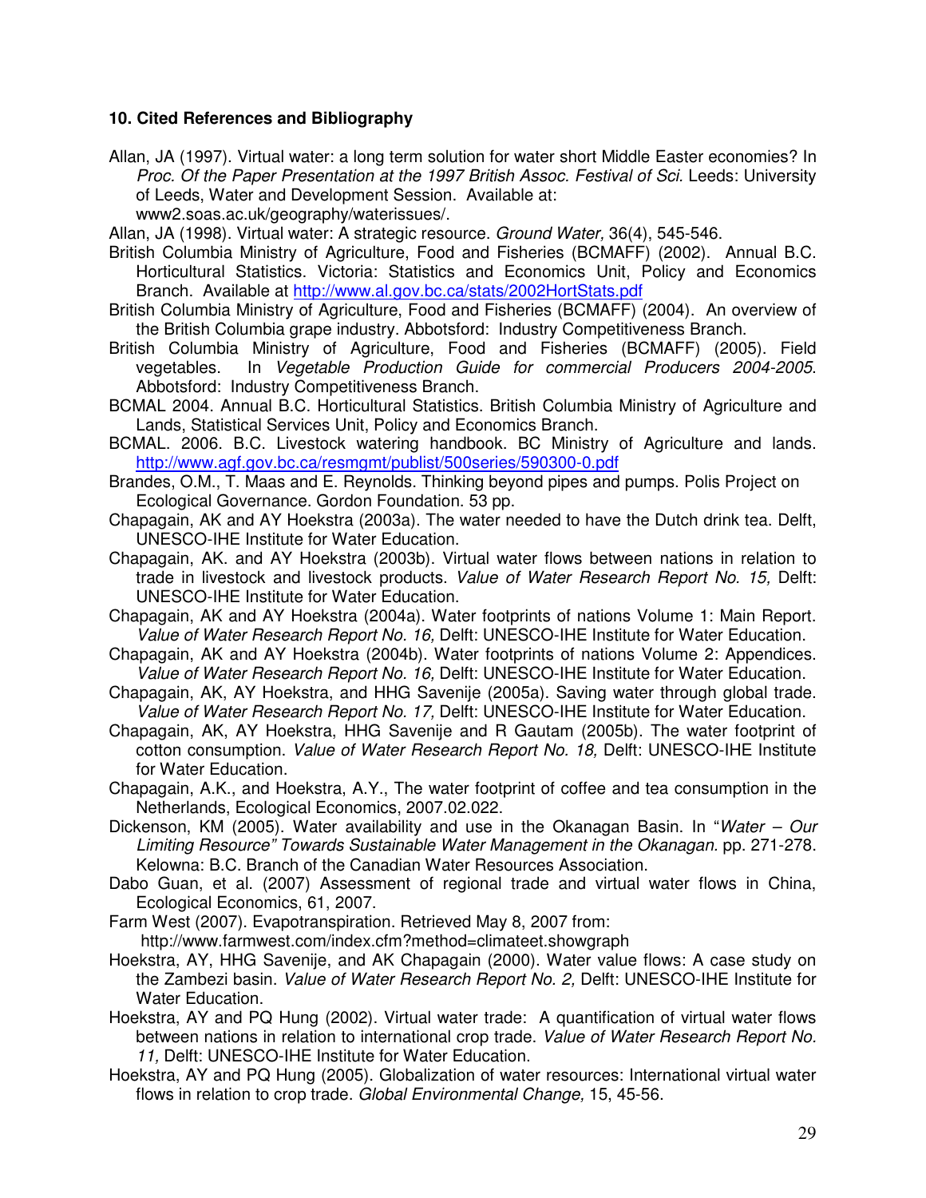### 10. Cited References and Bibliography

Allan, JA (1997). Virtual water: a long term solution for water short Middle Easter economies? In *Proc. Of the Paper Presentation at the 1997 British Assoc. Festival of Sci.* Leeds: University of Leeds, Water and Development Session. Available at: www2.soas.ac.uk/geography/waterissues/.

Allan, JA (1998). Virtual water: A strategic resource. *Ground Water,* 36(4), 545-546.

British Columbia Ministry of Agriculture, Food and Fisheries (BCMAFF) (2002). Annual B.C. Horticultural Statistics. Victoria: Statistics and Economics Unit, Policy and Economics Branch. Available at http://www.al.gov.bc.ca/stats/2002HortStats.pdf

British Columbia Ministry of Agriculture, Food and Fisheries (BCMAFF) (2004). An overview of the British Columbia grape industry. Abbotsford: Industry Competitiveness Branch.

British Columbia Ministry of Agriculture, Food and Fisheries (BCMAFF) (2005). Field vegetables. In *Vegetable Production Guide for commercial Producers 2004-2005*. Abbotsford: Industry Competitiveness Branch.

BCMAL 2004. Annual B.C. Horticultural Statistics. British Columbia Ministry of Agriculture and Lands, Statistical Services Unit, Policy and Economics Branch.

BCMAL. 2006. B.C. Livestock watering handbook. BC Ministry of Agriculture and lands. http://www.agf.gov.bc.ca/resmgmt/publist/500series/590300-0.pdf

Brandes, O.M., T. Maas and E. Reynolds. Thinking beyond pipes and pumps. Polis Project on Ecological Governance. Gordon Foundation. 53 pp.

Chapagain, AK and AY Hoekstra (2003a). The water needed to have the Dutch drink tea. Delft, UNESCO-IHE Institute for Water Education.

Chapagain, AK. and AY Hoekstra (2003b). Virtual water flows between nations in relation to trade in livestock and livestock products. *Value of Water Research Report No. 15,* Delft: UNESCO-IHE Institute for Water Education.

Chapagain, AK and AY Hoekstra (2004a). Water footprints of nations Volume 1: Main Report. *Value of Water Research Report No. 16,* Delft: UNESCO-IHE Institute for Water Education.

Chapagain, AK and AY Hoekstra (2004b). Water footprints of nations Volume 2: Appendices. *Value of Water Research Report No. 16,* Delft: UNESCO-IHE Institute for Water Education.

Chapagain, AK, AY Hoekstra, and HHG Savenije (2005a). Saving water through global trade. *Value of Water Research Report No. 17,* Delft: UNESCO-IHE Institute for Water Education.

Chapagain, AK, AY Hoekstra, HHG Savenije and R Gautam (2005b). The water footprint of cotton consumption. *Value of Water Research Report No. 18,* Delft: UNESCO-IHE Institute for Water Education.

Chapagain, A.K., and Hoekstra, A.Y., The water footprint of coffee and tea consumption in the Netherlands, Ecological Economics, 2007.02.022.

Dickenson, KM (2005). Water availability and use in the Okanagan Basin. In "*Water – Our Limiting Resource" Towards Sustainable Water Management in the Okanagan.* pp. 271-278. Kelowna: B.C. Branch of the Canadian Water Resources Association.

Dabo Guan, et al. (2007) Assessment of regional trade and virtual water flows in China, Ecological Economics, 61, 2007.

Farm West (2007). Evapotranspiration. Retrieved May 8, 2007 from: http://www.farmwest.com/index.cfm?method=climateet.showgraph

Hoekstra, AY, HHG Savenije, and AK Chapagain (2000). Water value flows: A case study on the Zambezi basin. *Value of Water Research Report No. 2,* Delft: UNESCO-IHE Institute for Water Education.

Hoekstra, AY and PQ Hung (2002). Virtual water trade: A quantification of virtual water flows between nations in relation to international crop trade. *Value of Water Research Report No. 11,* Delft: UNESCO-IHE Institute for Water Education.

Hoekstra, AY and PQ Hung (2005). Globalization of water resources: International virtual water flows in relation to crop trade. *Global Environmental Change,* 15, 45-56.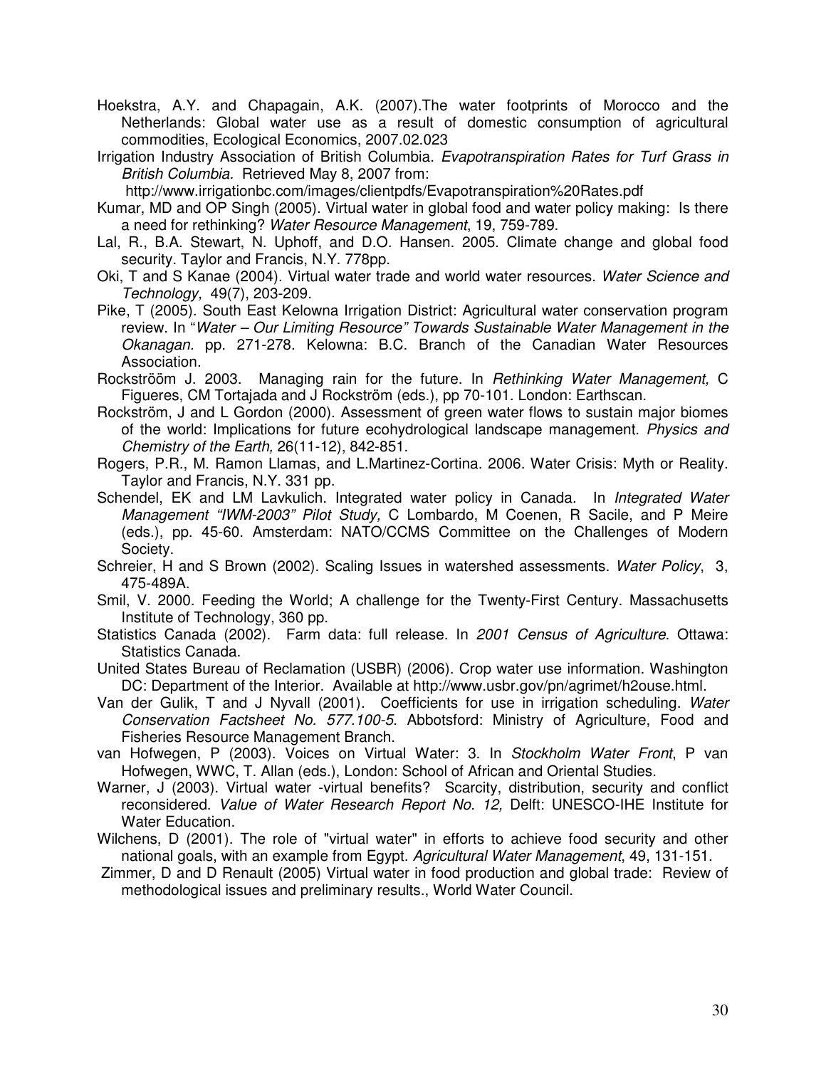Hoekstra, A.Y. and Chapagain, A.K. (2007).The water footprints of Morocco and the Netherlands: Global water use as a result of domestic consumption of agricultural commodities, Ecological Economics, 2007.02.023

Irrigation Industry Association of British Columbia. *Evapotranspiration Rates for Turf Grass in British Columbia.* Retrieved May 8, 2007 from: http://www.irrigationbc.com/images/clientpdfs/Evapotranspiration%20Rates.pdf

Kumar, MD and OP Singh (2005). Virtual water in global food and water policy making: Is there a need for rethinking? *Water Resource Management*, 19, 759-789.

Lal, R., B.A. Stewart, N. Uphoff, and D.O. Hansen. 2005. Climate change and global food security. Taylor and Francis, N.Y. 778pp.

Oki, T and S Kanae (2004). Virtual water trade and world water resources. *Water Science and Technology,* 49(7), 203-209.

Pike, T (2005). South East Kelowna Irrigation District: Agricultural water conservation program review. In "*Water – Our Limiting Resource" Towards Sustainable Water Management in the Okanagan.* pp. 271-278. Kelowna: B.C. Branch of the Canadian Water Resources Association.

Rockströöm J. 2003. Managing rain for the future. In *Rethinking Water Management,* C Figueres, CM Tortajada and J Rockström (eds.), pp 70-101. London: Earthscan.

Rockström, J and L Gordon (2000). Assessment of green water flows to sustain major biomes of the world: Implications for future ecohydrological landscape management. *Physics and Chemistry of the Earth,* 26(11-12), 842-851.

Rogers, P.R., M. Ramon Llamas, and L.Martinez-Cortina. 2006. Water Crisis: Myth or Reality. Taylor and Francis, N.Y. 331 pp.

Schendel, EK and LM Lavkulich. Integrated water policy in Canada. In *Integrated Water Management "IWM-2003" Pilot Study,* C Lombardo, M Coenen, R Sacile, and P Meire (eds.), pp. 45-60. Amsterdam: NATO/CCMS Committee on the Challenges of Modern Society.

Schreier, H and S Brown (2002). Scaling Issues in watershed assessments. *Water Policy*, 3, 475-489A.

Smil, V. 2000. Feeding the World; A challenge for the Twenty-First Century. Massachusetts Institute of Technology, 360 pp.

Statistics Canada (2002). Farm data: full release. In *2001 Census of Agriculture*. Ottawa: Statistics Canada.

United States Bureau of Reclamation (USBR) (2006). Crop water use information. Washington DC: Department of the Interior. Available at http://www.usbr.gov/pn/agrimet/h2ouse.html.

Van der Gulik, T and J Nyvall (2001). Coefficients for use in irrigation scheduling. *Water Conservation Factsheet No. 577.100-5*. Abbotsford: Ministry of Agriculture, Food and Fisheries Resource Management Branch.

van Hofwegen, P (2003). Voices on Virtual Water: 3. In *Stockholm Water Front*, P van Hofwegen, WWC, T. Allan (eds.), London: School of African and Oriental Studies.

Warner, J (2003). Virtual water -virtual benefits? Scarcity, distribution, security and conflict reconsidered. *Value of Water Research Report No. 12,* Delft: UNESCO-IHE Institute for Water Education.

Wilchens, D (2001). The role of "virtual water" in efforts to achieve food security and other national goals, with an example from Egypt. *Agricultural Water Management*, 49, 131-151.

Zimmer, D and D Renault (2005) Virtual water in food production and global trade: Review of methodological issues and preliminary results., World Water Council.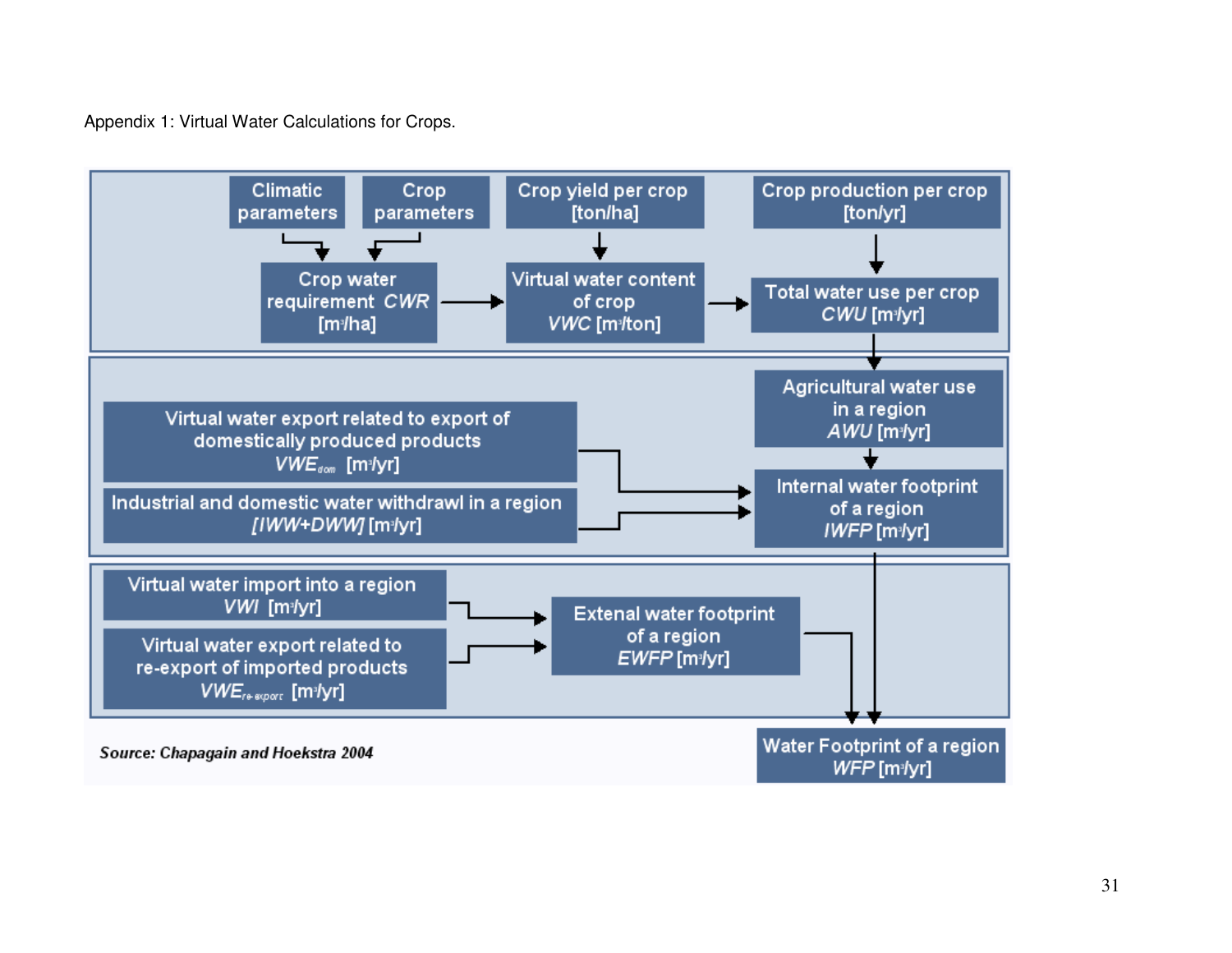Appendix 1: Virtual Water Calculations for Crops.

Climatic parameters

Crop parameters

Crop yield per crop [ton/ha]

Crop production per crop [ton/yr]

Crop water requirement *CWR* [$m^3$/ha]

Virtual water content of crop *VWC* [$m^3$/ton]

Total water use per crop *CWU* [$m^3$/yr]

Agricultural water use in a region *AWU* [$m^3$/yr]

Virtual water export related to export of domestically produced products $VWE_{dom}$ [$m^3$/yr]

Industrial and domestic water withdrawl in a region *[IWW+DWW]* [$m^3$/yr]

Internal water footprint of a region *IWFP* [$m^3$/yr]

Virtual water import into a region *VWI* [$m^3$/yr]

Virtual water export related to re-export of imported products $VWE_{re\text{-}export}$ [$m^3$/yr]

Extenal water footprint of a region *EWFP* [$m^3$/yr]

Water Footprint of a region *WFP* [$m^3$/yr]

***Source: Chapagain and Hoekstra 2004***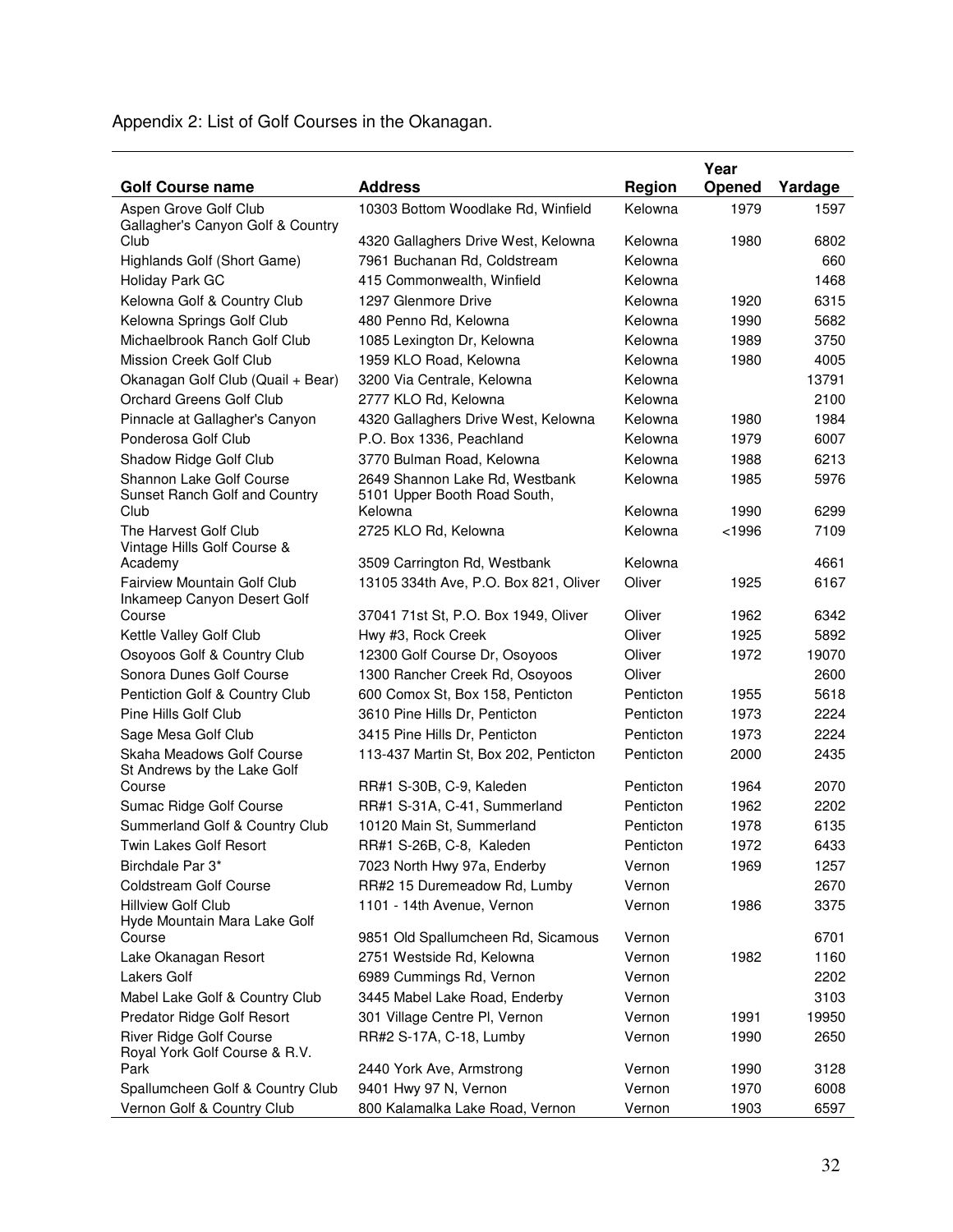Appendix 2: List of Golf Courses in the Okanagan.

| Golf Course name | Address | Region | Year Opened | Yardage |
|---|---|---|---|---|
| Aspen Grove Golf Club | 10303 Bottom Woodlake Rd, Winfield | Kelowna | 1979 | 1597 |
| Gallagher's Canyon Golf & Country Club | 4320 Gallaghers Drive West, Kelowna | Kelowna | 1980 | 6802 |
| Highlands Golf (Short Game) | 7961 Buchanan Rd, Coldstream | Kelowna | | 660 |
| Holiday Park GC | 415 Commonwealth, Winfield | Kelowna | | 1468 |
| Kelowna Golf & Country Club | 1297 Glenmore Drive | Kelowna | 1920 | 6315 |
| Kelowna Springs Golf Club | 480 Penno Rd, Kelowna | Kelowna | 1990 | 5682 |
| Michaelbrook Ranch Golf Club | 1085 Lexington Dr, Kelowna | Kelowna | 1989 | 3750 |
| Mission Creek Golf Club | 1959 KLO Road, Kelowna | Kelowna | 1980 | 4005 |
| Okanagan Golf Club (Quail + Bear) | 3200 Via Centrale, Kelowna | Kelowna | | 13791 |
| Orchard Greens Golf Club | 2777 KLO Rd, Kelowna | Kelowna | | 2100 |
| Pinnacle at Gallagher's Canyon | 4320 Gallaghers Drive West, Kelowna | Kelowna | 1980 | 1984 |
| Ponderosa Golf Club | P.O. Box 1336, Peachland | Kelowna | 1979 | 6007 |
| Shadow Ridge Golf Club | 3770 Bulman Road, Kelowna | Kelowna | 1988 | 6213 |
| Shannon Lake Golf Course | 2649 Shannon Lake Rd, Westbank | Kelowna | 1985 | 5976 |
| Sunset Ranch Golf and Country Club | 5101 Upper Booth Road South, Kelowna | Kelowna | 1990 | 6299 |
| The Harvest Golf Club | 2725 KLO Rd, Kelowna | Kelowna | <1996 | 7109 |
| Vintage Hills Golf Course & Academy | 3509 Carrington Rd, Westbank | Kelowna | | 4661 |
| Fairview Mountain Golf Club | 13105 334th Ave, P.O. Box 821, Oliver | Oliver | 1925 | 6167 |
| Inkameep Canyon Desert Golf Course | 37041 71st St, P.O. Box 1949, Oliver | Oliver | 1962 | 6342 |
| Kettle Valley Golf Club | Hwy #3, Rock Creek | Oliver | 1925 | 5892 |
| Osoyoos Golf & Country Club | 12300 Golf Course Dr, Osoyoos | Oliver | 1972 | 19070 |
| Sonora Dunes Golf Course | 1300 Rancher Creek Rd, Osoyoos | Oliver | | 2600 |
| Pentiction Golf & Country Club | 600 Comox St, Box 158, Penticton | Penticton | 1955 | 5618 |
| Pine Hills Golf Club | 3610 Pine Hills Dr, Penticton | Penticton | 1973 | 2224 |
| Sage Mesa Golf Club | 3415 Pine Hills Dr, Penticton | Penticton | 1973 | 2224 |
| Skaha Meadows Golf Course | 113-437 Martin St, Box 202, Penticton | Penticton | 2000 | 2435 |
| St Andrews by the Lake Golf Course | RR#1 S-30B, C-9, Kaleden | Penticton | 1964 | 2070 |
| Sumac Ridge Golf Course | RR#1 S-31A, C-41, Summerland | Penticton | 1962 | 2202 |
| Summerland Golf & Country Club | 10120 Main St, Summerland | Penticton | 1978 | 6135 |
| Twin Lakes Golf Resort | RR#1 S-26B, C-8, Kaleden | Penticton | 1972 | 6433 |
| Birchdale Par 3* | 7023 North Hwy 97a, Enderby | Vernon | 1969 | 1257 |
| Coldstream Golf Course | RR#2 15 Duremeadow Rd, Lumby | Vernon | | 2670 |
| Hillview Golf Club | 1101 - 14th Avenue, Vernon | Vernon | 1986 | 3375 |
| Hyde Mountain Mara Lake Golf Course | 9851 Old Spallumcheen Rd, Sicamous | Vernon | | 6701 |
| Lake Okanagan Resort | 2751 Westside Rd, Kelowna | Vernon | 1982 | 1160 |
| Lakers Golf | 6989 Cummings Rd, Vernon | Vernon | | 2202 |
| Mabel Lake Golf & Country Club | 3445 Mabel Lake Road, Enderby | Vernon | | 3103 |
| Predator Ridge Golf Resort | 301 Village Centre Pl, Vernon | Vernon | 1991 | 19950 |
| River Ridge Golf Course | RR#2 S-17A, C-18, Lumby | Vernon | 1990 | 2650 |
| Royal York Golf Course & R.V. Park | 2440 York Ave, Armstrong | Vernon | 1990 | 3128 |
| Spallumcheen Golf & Country Club | 9401 Hwy 97 N, Vernon | Vernon | 1970 | 6008 |
| Vernon Golf & Country Club | 800 Kalamalka Lake Road, Vernon | Vernon | 1903 | 6597 |